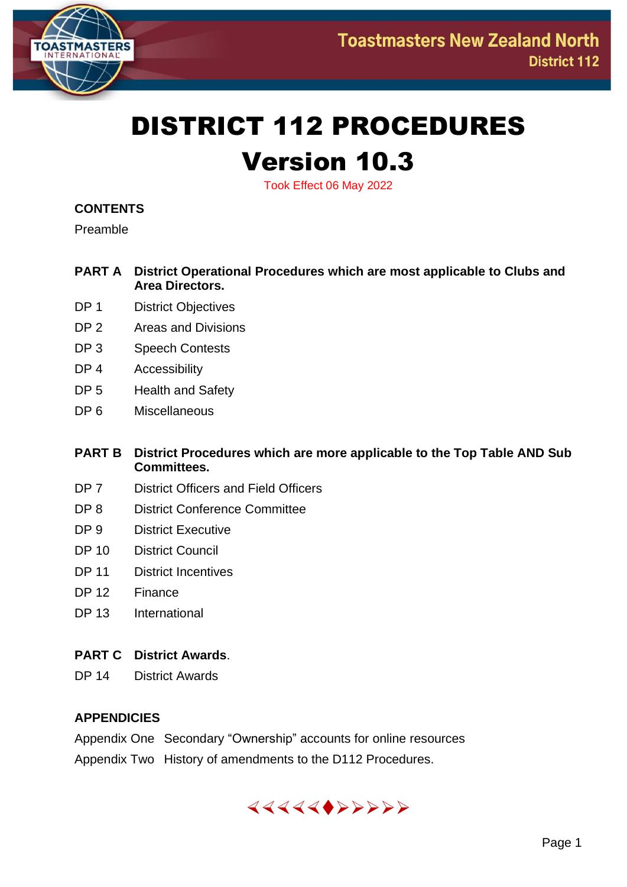Toastmasters New Zealand North
District 112

# DISTRICT 112 PROCEDURES

# Version 10.3

Took Effect 06 May 2022

**CONTENTS**

Preamble

**PART A** **District Operational Procedures which are most applicable to Clubs and Area Directors.**

DP 1 District Objectives

DP 2 Areas and Divisions

DP 3 Speech Contests

DP 4 Accessibility

DP 5 Health and Safety

DP 6 Miscellaneous

**PART B** **District Procedures which are more applicable to the Top Table AND Sub Committees.**

DP 7 District Officers and Field Officers

DP 8 District Conference Committee

DP 9 District Executive

DP 10 District Council

DP 11 District Incentives

DP 12 Finance

DP 13 International

**PART C** **District Awards**.

DP 14 District Awards

**APPENDICIES**

Appendix One Secondary "Ownership" accounts for online resources

Appendix Two History of amendments to the D112 Procedures.

⮜⮜⮜⮜⮜♦⮞⮞⮞⮞⮞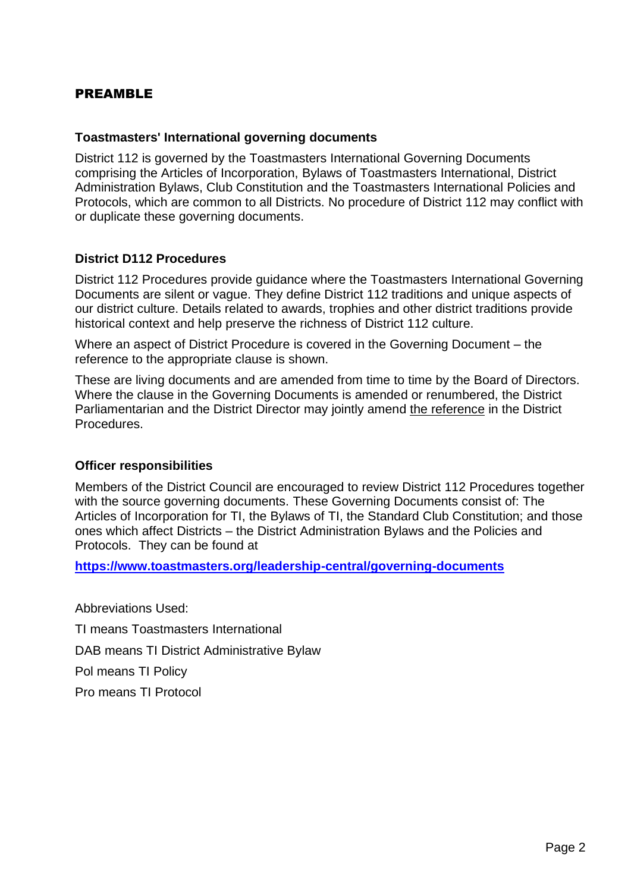# PREAMBLE

### Toastmasters' International governing documents

District 112 is governed by the Toastmasters International Governing Documents comprising the Articles of Incorporation, Bylaws of Toastmasters International, District Administration Bylaws, Club Constitution and the Toastmasters International Policies and Protocols, which are common to all Districts. No procedure of District 112 may conflict with or duplicate these governing documents.

### District D112 Procedures

District 112 Procedures provide guidance where the Toastmasters International Governing Documents are silent or vague. They define District 112 traditions and unique aspects of our district culture. Details related to awards, trophies and other district traditions provide historical context and help preserve the richness of District 112 culture.

Where an aspect of District Procedure is covered in the Governing Document – the reference to the appropriate clause is shown.

These are living documents and are amended from time to time by the Board of Directors. Where the clause in the Governing Documents is amended or renumbered, the District Parliamentarian and the District Director may jointly amend the reference in the District Procedures.

### Officer responsibilities

Members of the District Council are encouraged to review District 112 Procedures together with the source governing documents. These Governing Documents consist of: The Articles of Incorporation for TI, the Bylaws of TI, the Standard Club Constitution; and those ones which affect Districts – the District Administration Bylaws and the Policies and Protocols. They can be found at

**https://www.toastmasters.org/leadership-central/governing-documents**

Abbreviations Used:

TI means Toastmasters International

DAB means TI District Administrative Bylaw

Pol means TI Policy

Pro means TI Protocol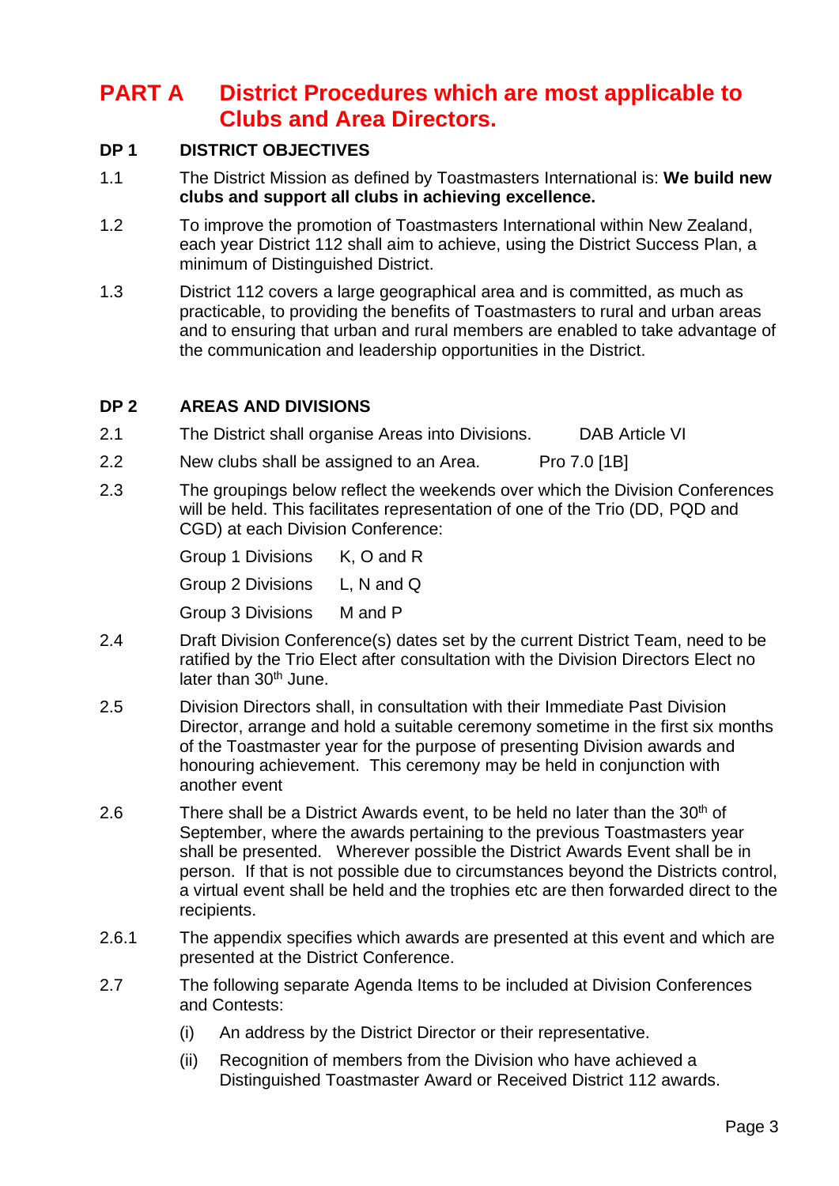# PART A District Procedures which are most applicable to Clubs and Area Directors.

## DP 1 DISTRICT OBJECTIVES

1.1 The District Mission as defined by Toastmasters International is: **We build new clubs and support all clubs in achieving excellence.**

1.2 To improve the promotion of Toastmasters International within New Zealand, each year District 112 shall aim to achieve, using the District Success Plan, a minimum of Distinguished District.

1.3 District 112 covers a large geographical area and is committed, as much as practicable, to providing the benefits of Toastmasters to rural and urban areas and to ensuring that urban and rural members are enabled to take advantage of the communication and leadership opportunities in the District.

## DP 2 AREAS AND DIVISIONS

2.1 The District shall organise Areas into Divisions. DAB Article VI

2.2 New clubs shall be assigned to an Area. Pro 7.0 [1B]

2.3 The groupings below reflect the weekends over which the Division Conferences will be held. This facilitates representation of one of the Trio (DD, PQD and CGD) at each Division Conference:

| | |
|---|---|
| Group 1 Divisions | K, O and R |
| Group 2 Divisions | L, N and Q |
| Group 3 Divisions | M and P |

2.4 Draft Division Conference(s) dates set by the current District Team, need to be ratified by the Trio Elect after consultation with the Division Directors Elect no later than 30th June.

2.5 Division Directors shall, in consultation with their Immediate Past Division Director, arrange and hold a suitable ceremony sometime in the first six months of the Toastmaster year for the purpose of presenting Division awards and honouring achievement. This ceremony may be held in conjunction with another event

2.6 There shall be a District Awards event, to be held no later than the 30th of September, where the awards pertaining to the previous Toastmasters year shall be presented. Wherever possible the District Awards Event shall be in person. If that is not possible due to circumstances beyond the Districts control, a virtual event shall be held and the trophies etc are then forwarded direct to the recipients.

2.6.1 The appendix specifies which awards are presented at this event and which are presented at the District Conference.

2.7 The following separate Agenda Items to be included at Division Conferences and Contests:

(i) An address by the District Director or their representative.

(ii) Recognition of members from the Division who have achieved a Distinguished Toastmaster Award or Received District 112 awards.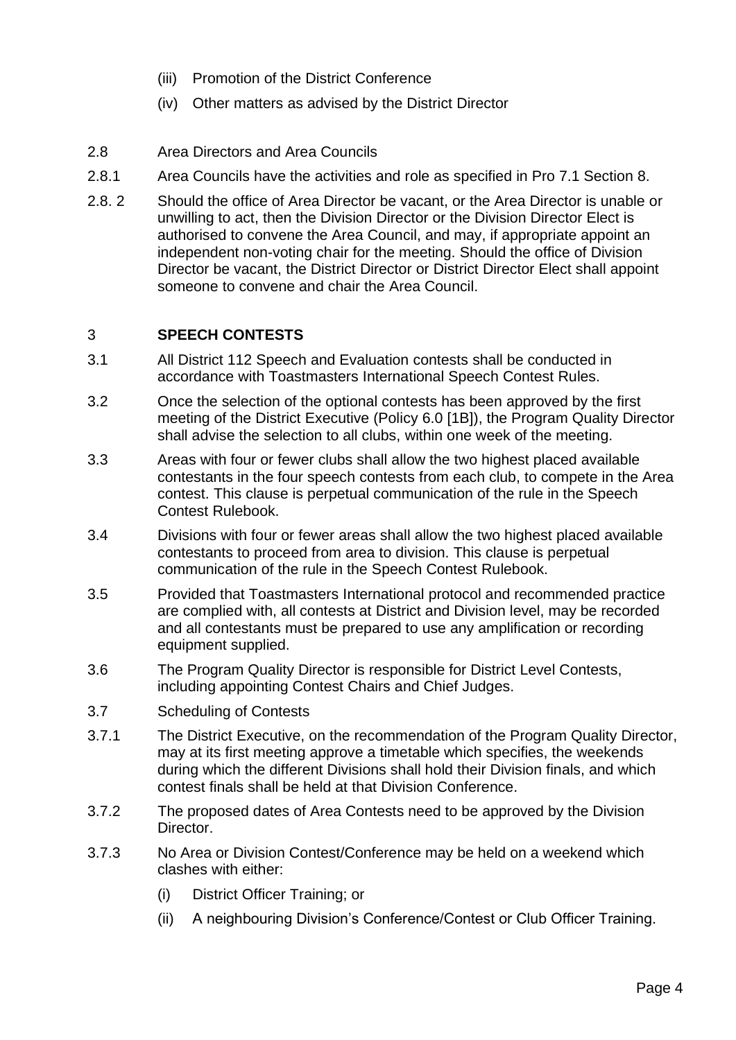(iii) Promotion of the District Conference

(iv) Other matters as advised by the District Director

2.8 Area Directors and Area Councils

2.8.1 Area Councils have the activities and role as specified in Pro 7.1 Section 8.

2.8. 2 Should the office of Area Director be vacant, or the Area Director is unable or unwilling to act, then the Division Director or the Division Director Elect is authorised to convene the Area Council, and may, if appropriate appoint an independent non-voting chair for the meeting. Should the office of Division Director be vacant, the District Director or District Director Elect shall appoint someone to convene and chair the Area Council.

## 3 SPEECH CONTESTS

3.1 All District 112 Speech and Evaluation contests shall be conducted in accordance with Toastmasters International Speech Contest Rules.

3.2 Once the selection of the optional contests has been approved by the first meeting of the District Executive (Policy 6.0 [1B]), the Program Quality Director shall advise the selection to all clubs, within one week of the meeting.

3.3 Areas with four or fewer clubs shall allow the two highest placed available contestants in the four speech contests from each club, to compete in the Area contest. This clause is perpetual communication of the rule in the Speech Contest Rulebook.

3.4 Divisions with four or fewer areas shall allow the two highest placed available contestants to proceed from area to division. This clause is perpetual communication of the rule in the Speech Contest Rulebook.

3.5 Provided that Toastmasters International protocol and recommended practice are complied with, all contests at District and Division level, may be recorded and all contestants must be prepared to use any amplification or recording equipment supplied.

3.6 The Program Quality Director is responsible for District Level Contests, including appointing Contest Chairs and Chief Judges.

3.7 Scheduling of Contests

3.7.1 The District Executive, on the recommendation of the Program Quality Director, may at its first meeting approve a timetable which specifies, the weekends during which the different Divisions shall hold their Division finals, and which contest finals shall be held at that Division Conference.

3.7.2 The proposed dates of Area Contests need to be approved by the Division Director.

3.7.3 No Area or Division Contest/Conference may be held on a weekend which clashes with either:

(i) District Officer Training; or

(ii) A neighbouring Division's Conference/Contest or Club Officer Training.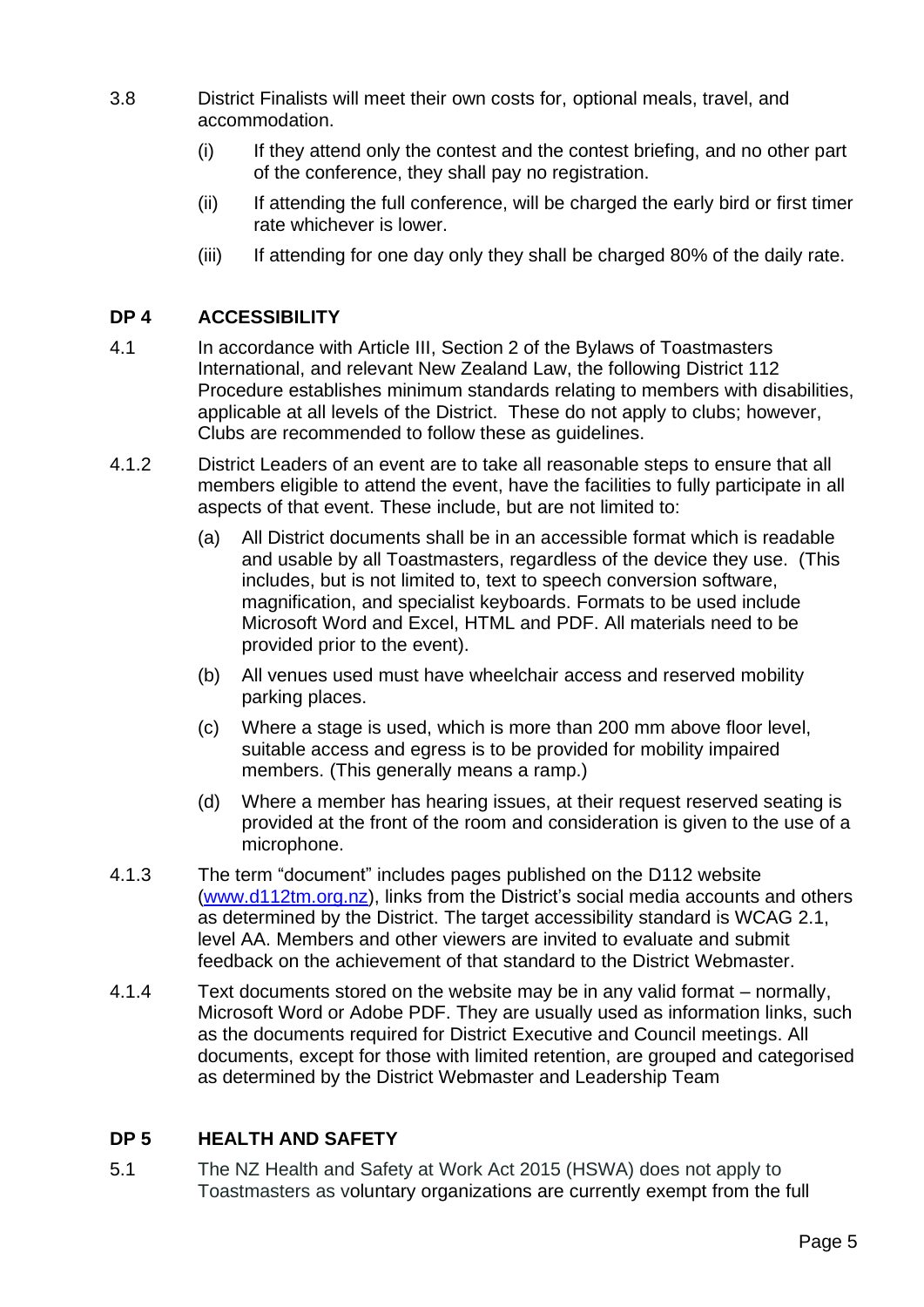3.8 District Finalists will meet their own costs for, optional meals, travel, and accommodation.

(i) If they attend only the contest and the contest briefing, and no other part of the conference, they shall pay no registration.

(ii) If attending the full conference, will be charged the early bird or first timer rate whichever is lower.

(iii) If attending for one day only they shall be charged 80% of the daily rate.

## DP 4 ACCESSIBILITY

4.1 In accordance with Article III, Section 2 of the Bylaws of Toastmasters International, and relevant New Zealand Law, the following District 112 Procedure establishes minimum standards relating to members with disabilities, applicable at all levels of the District. These do not apply to clubs; however, Clubs are recommended to follow these as guidelines.

4.1.2 District Leaders of an event are to take all reasonable steps to ensure that all members eligible to attend the event, have the facilities to fully participate in all aspects of that event. These include, but are not limited to:

(a) All District documents shall be in an accessible format which is readable and usable by all Toastmasters, regardless of the device they use. (This includes, but is not limited to, text to speech conversion software, magnification, and specialist keyboards. Formats to be used include Microsoft Word and Excel, HTML and PDF. All materials need to be provided prior to the event).

(b) All venues used must have wheelchair access and reserved mobility parking places.

(c) Where a stage is used, which is more than 200 mm above floor level, suitable access and egress is to be provided for mobility impaired members. (This generally means a ramp.)

(d) Where a member has hearing issues, at their request reserved seating is provided at the front of the room and consideration is given to the use of a microphone.

4.1.3 The term “document” includes pages published on the D112 website ([www.d112tm.org.nz](http://www.d112tm.org.nz)), links from the District’s social media accounts and others as determined by the District. The target accessibility standard is WCAG 2.1, level AA. Members and other viewers are invited to evaluate and submit feedback on the achievement of that standard to the District Webmaster.

4.1.4 Text documents stored on the website may be in any valid format – normally, Microsoft Word or Adobe PDF. They are usually used as information links, such as the documents required for District Executive and Council meetings. All documents, except for those with limited retention, are grouped and categorised as determined by the District Webmaster and Leadership Team

## DP 5 HEALTH AND SAFETY

5.1 The NZ Health and Safety at Work Act 2015 (HSWA) does not apply to Toastmasters as voluntary organizations are currently exempt from the full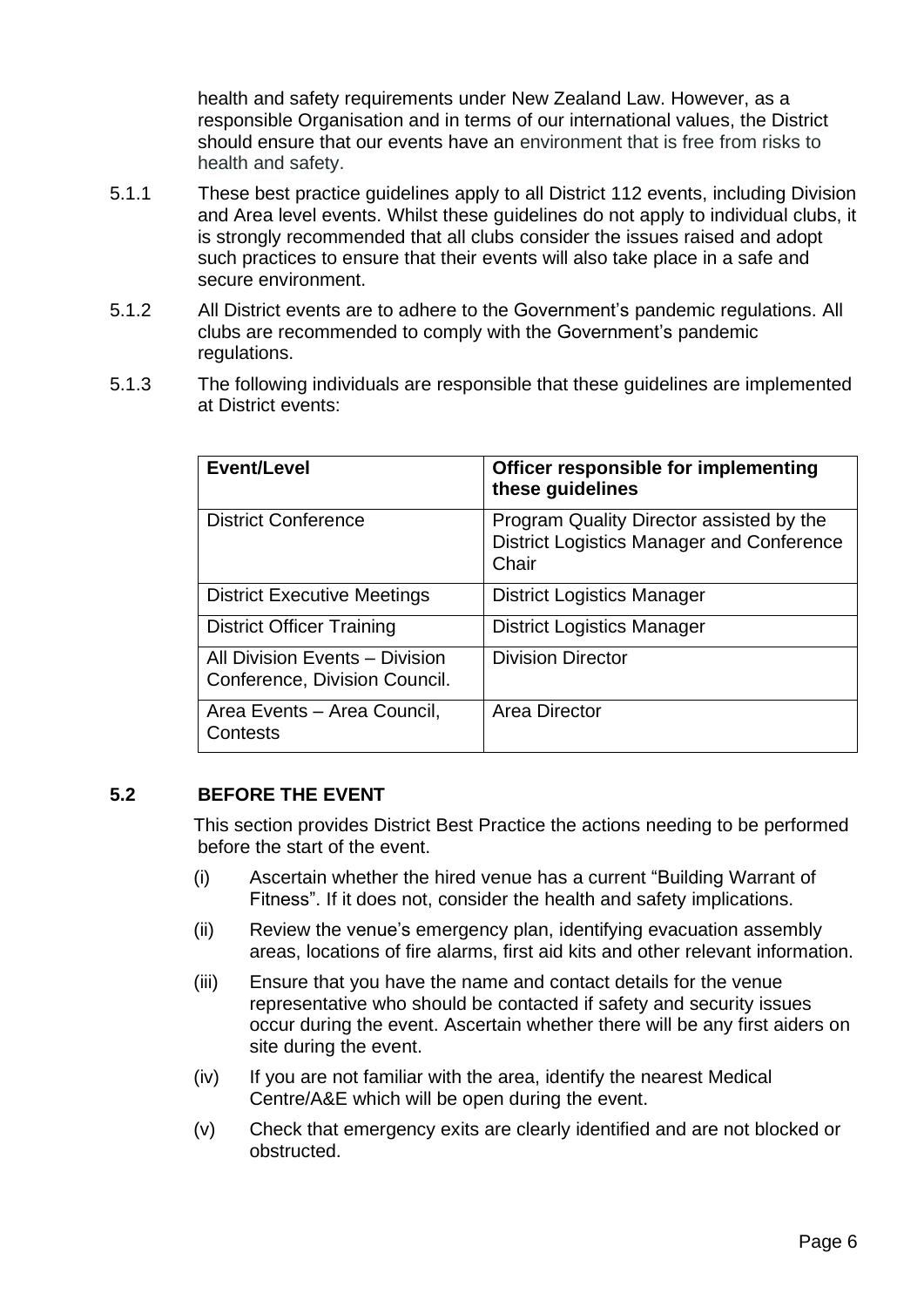health and safety requirements under New Zealand Law. However, as a responsible Organisation and in terms of our international values, the District should ensure that our events have an environment that is free from risks to health and safety.

5.1.1 These best practice guidelines apply to all District 112 events, including Division and Area level events. Whilst these guidelines do not apply to individual clubs, it is strongly recommended that all clubs consider the issues raised and adopt such practices to ensure that their events will also take place in a safe and secure environment.

5.1.2 All District events are to adhere to the Government's pandemic regulations. All clubs are recommended to comply with the Government's pandemic regulations.

5.1.3 The following individuals are responsible that these guidelines are implemented at District events:

| Event/Level | Officer responsible for implementing these guidelines |
|---|---|
| District Conference | Program Quality Director assisted by the District Logistics Manager and Conference Chair |
| District Executive Meetings | District Logistics Manager |
| District Officer Training | District Logistics Manager |
| All Division Events – Division Conference, Division Council. | Division Director |
| Area Events – Area Council, Contests | Area Director |

### 5.2 BEFORE THE EVENT

This section provides District Best Practice the actions needing to be performed before the start of the event.

(i) Ascertain whether the hired venue has a current "Building Warrant of Fitness". If it does not, consider the health and safety implications.

(ii) Review the venue's emergency plan, identifying evacuation assembly areas, locations of fire alarms, first aid kits and other relevant information.

(iii) Ensure that you have the name and contact details for the venue representative who should be contacted if safety and security issues occur during the event. Ascertain whether there will be any first aiders on site during the event.

(iv) If you are not familiar with the area, identify the nearest Medical Centre/A&E which will be open during the event.

(v) Check that emergency exits are clearly identified and are not blocked or obstructed.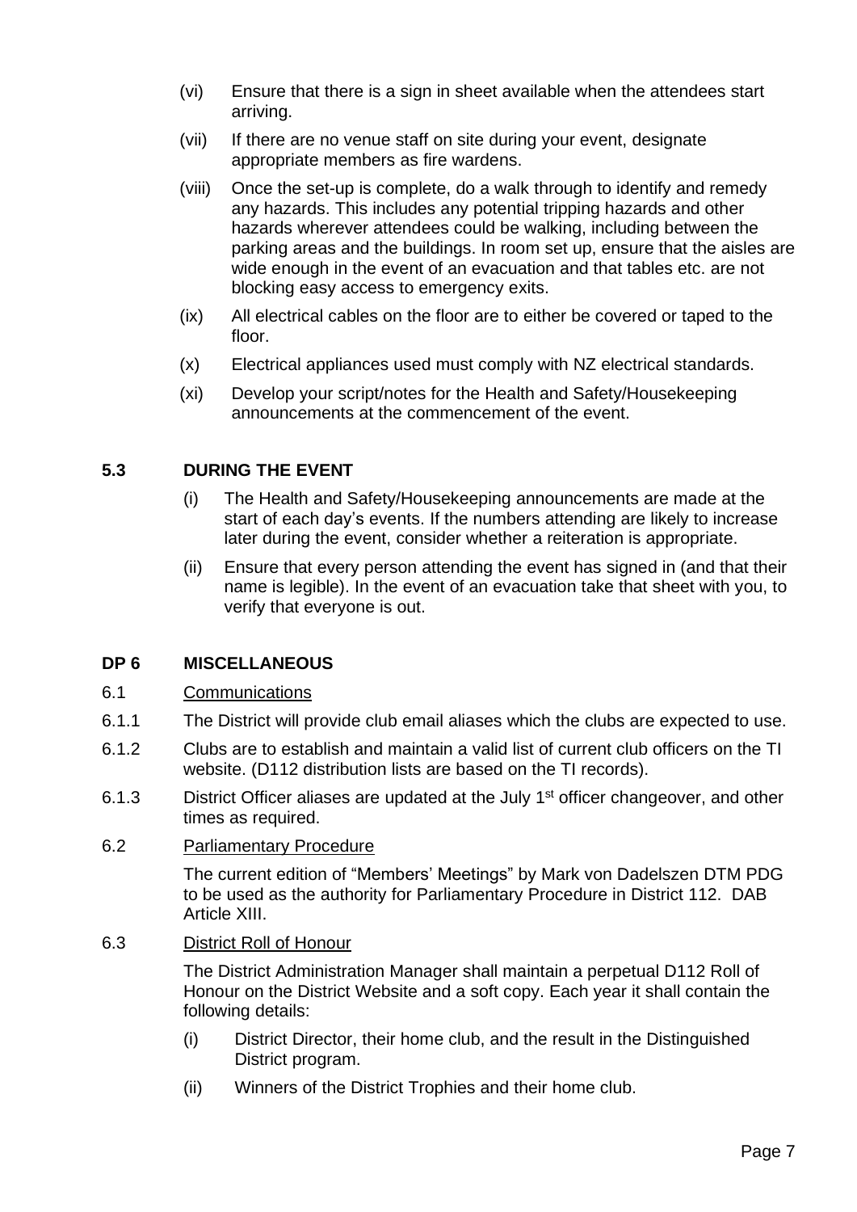(vi) Ensure that there is a sign in sheet available when the attendees start arriving.

(vii) If there are no venue staff on site during your event, designate appropriate members as fire wardens.

(viii) Once the set-up is complete, do a walk through to identify and remedy any hazards. This includes any potential tripping hazards and other hazards wherever attendees could be walking, including between the parking areas and the buildings. In room set up, ensure that the aisles are wide enough in the event of an evacuation and that tables etc. are not blocking easy access to emergency exits.

(ix) All electrical cables on the floor are to either be covered or taped to the floor.

(x) Electrical appliances used must comply with NZ electrical standards.

(xi) Develop your script/notes for the Health and Safety/Housekeeping announcements at the commencement of the event.

### 5.3 DURING THE EVENT

(i) The Health and Safety/Housekeeping announcements are made at the start of each day's events. If the numbers attending are likely to increase later during the event, consider whether a reiteration is appropriate.

(ii) Ensure that every person attending the event has signed in (and that their name is legible). In the event of an evacuation take that sheet with you, to verify that everyone is out.

## DP 6 MISCELLANEOUS

6.1 <u>Communications</u>

6.1.1 The District will provide club email aliases which the clubs are expected to use.

6.1.2 Clubs are to establish and maintain a valid list of current club officers on the TI website. (D112 distribution lists are based on the TI records).

6.1.3 District Officer aliases are updated at the July 1st officer changeover, and other times as required.

6.2 <u>Parliamentary Procedure</u>

The current edition of "Members' Meetings" by Mark von Dadelszen DTM PDG to be used as the authority for Parliamentary Procedure in District 112. DAB Article XIII.

6.3 <u>District Roll of Honour</u>

The District Administration Manager shall maintain a perpetual D112 Roll of Honour on the District Website and a soft copy. Each year it shall contain the following details:

(i) District Director, their home club, and the result in the Distinguished District program.

(ii) Winners of the District Trophies and their home club.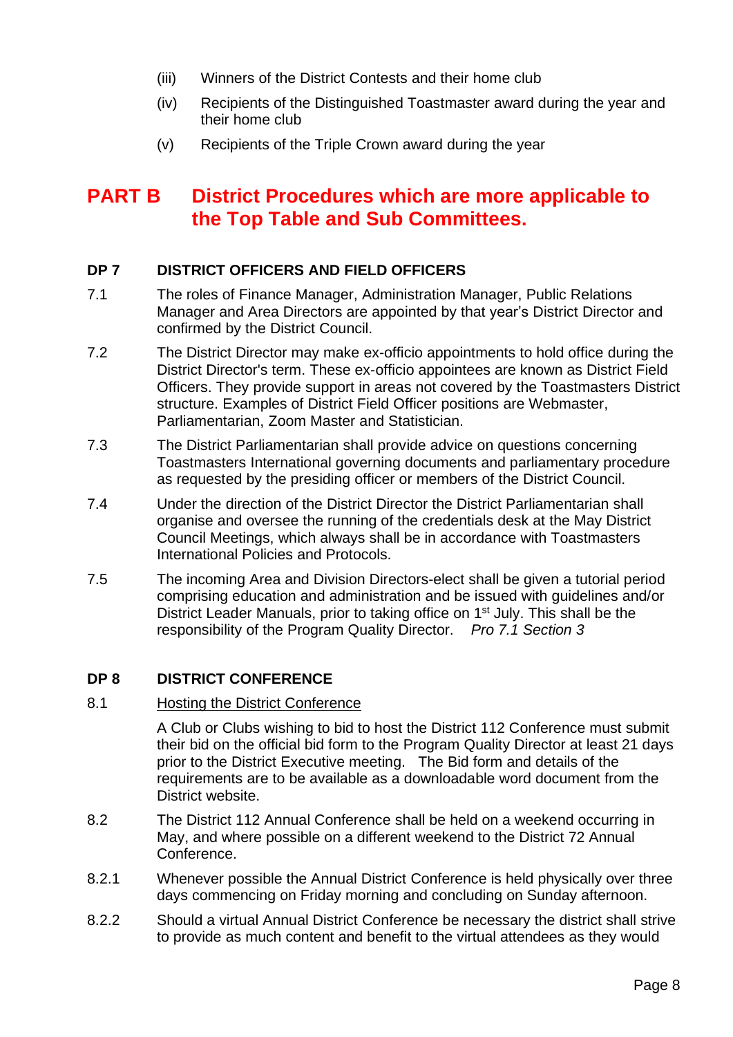(iii) Winners of the District Contests and their home club

(iv) Recipients of the Distinguished Toastmaster award during the year and their home club

(v) Recipients of the Triple Crown award during the year

# PART B District Procedures which are more applicable to the Top Table and Sub Committees.

## DP 7 DISTRICT OFFICERS AND FIELD OFFICERS

7.1 The roles of Finance Manager, Administration Manager, Public Relations Manager and Area Directors are appointed by that year's District Director and confirmed by the District Council.

7.2 The District Director may make ex-officio appointments to hold office during the District Director's term. These ex-officio appointees are known as District Field Officers. They provide support in areas not covered by the Toastmasters District structure. Examples of District Field Officer positions are Webmaster, Parliamentarian, Zoom Master and Statistician.

7.3 The District Parliamentarian shall provide advice on questions concerning Toastmasters International governing documents and parliamentary procedure as requested by the presiding officer or members of the District Council.

7.4 Under the direction of the District Director the District Parliamentarian shall organise and oversee the running of the credentials desk at the May District Council Meetings, which always shall be in accordance with Toastmasters International Policies and Protocols.

7.5 The incoming Area and Division Directors-elect shall be given a tutorial period comprising education and administration and be issued with guidelines and/or District Leader Manuals, prior to taking office on 1st July. This shall be the responsibility of the Program Quality Director. *Pro 7.1 Section 3*

## DP 8 DISTRICT CONFERENCE

8.1 <u>Hosting the District Conference</u>

A Club or Clubs wishing to bid to host the District 112 Conference must submit their bid on the official bid form to the Program Quality Director at least 21 days prior to the District Executive meeting. The Bid form and details of the requirements are to be available as a downloadable word document from the District website.

8.2 The District 112 Annual Conference shall be held on a weekend occurring in May, and where possible on a different weekend to the District 72 Annual Conference.

8.2.1 Whenever possible the Annual District Conference is held physically over three days commencing on Friday morning and concluding on Sunday afternoon.

8.2.2 Should a virtual Annual District Conference be necessary the district shall strive to provide as much content and benefit to the virtual attendees as they would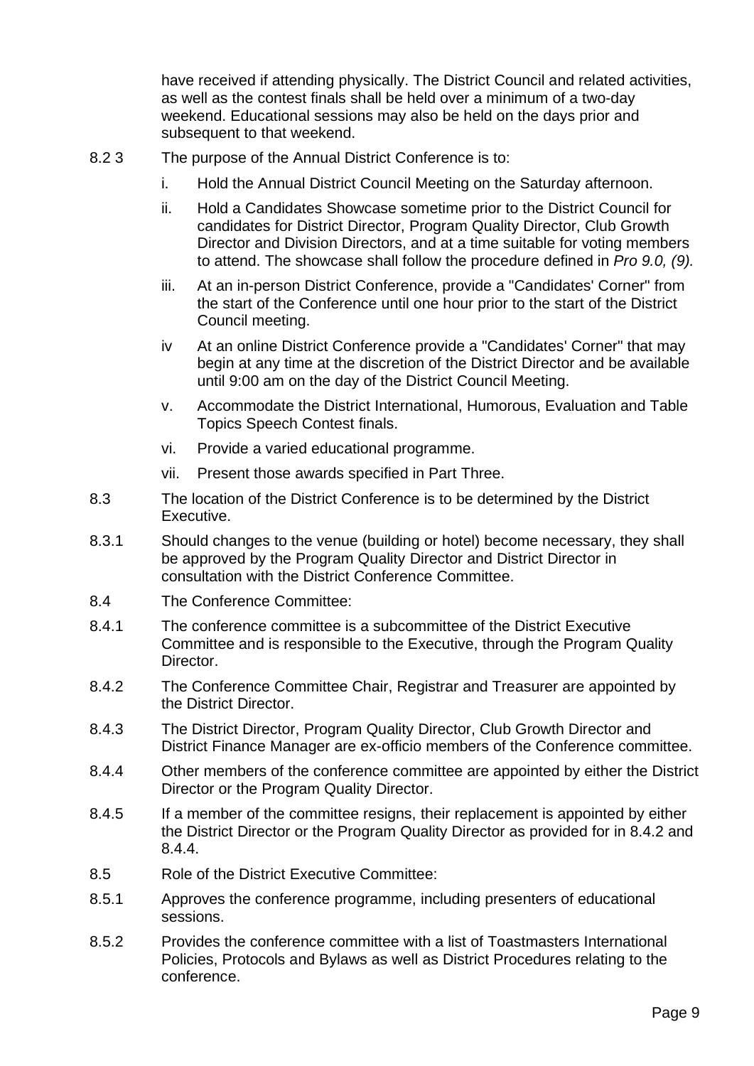have received if attending physically. The District Council and related activities, as well as the contest finals shall be held over a minimum of a two-day weekend. Educational sessions may also be held on the days prior and subsequent to that weekend.

8.2 3 The purpose of the Annual District Conference is to:

i. Hold the Annual District Council Meeting on the Saturday afternoon.

ii. Hold a Candidates Showcase sometime prior to the District Council for candidates for District Director, Program Quality Director, Club Growth Director and Division Directors, and at a time suitable for voting members to attend. The showcase shall follow the procedure defined in *Pro 9.0, (9).*

iii. At an in-person District Conference, provide a "Candidates' Corner" from the start of the Conference until one hour prior to the start of the District Council meeting.

iv At an online District Conference provide a "Candidates' Corner" that may begin at any time at the discretion of the District Director and be available until 9:00 am on the day of the District Council Meeting.

v. Accommodate the District International, Humorous, Evaluation and Table Topics Speech Contest finals.

vi. Provide a varied educational programme.

vii. Present those awards specified in Part Three.

8.3 The location of the District Conference is to be determined by the District Executive.

8.3.1 Should changes to the venue (building or hotel) become necessary, they shall be approved by the Program Quality Director and District Director in consultation with the District Conference Committee.

8.4 The Conference Committee:

8.4.1 The conference committee is a subcommittee of the District Executive Committee and is responsible to the Executive, through the Program Quality Director.

8.4.2 The Conference Committee Chair, Registrar and Treasurer are appointed by the District Director.

8.4.3 The District Director, Program Quality Director, Club Growth Director and District Finance Manager are ex-officio members of the Conference committee.

8.4.4 Other members of the conference committee are appointed by either the District Director or the Program Quality Director.

8.4.5 If a member of the committee resigns, their replacement is appointed by either the District Director or the Program Quality Director as provided for in 8.4.2 and 8.4.4.

8.5 Role of the District Executive Committee:

8.5.1 Approves the conference programme, including presenters of educational sessions.

8.5.2 Provides the conference committee with a list of Toastmasters International Policies, Protocols and Bylaws as well as District Procedures relating to the conference.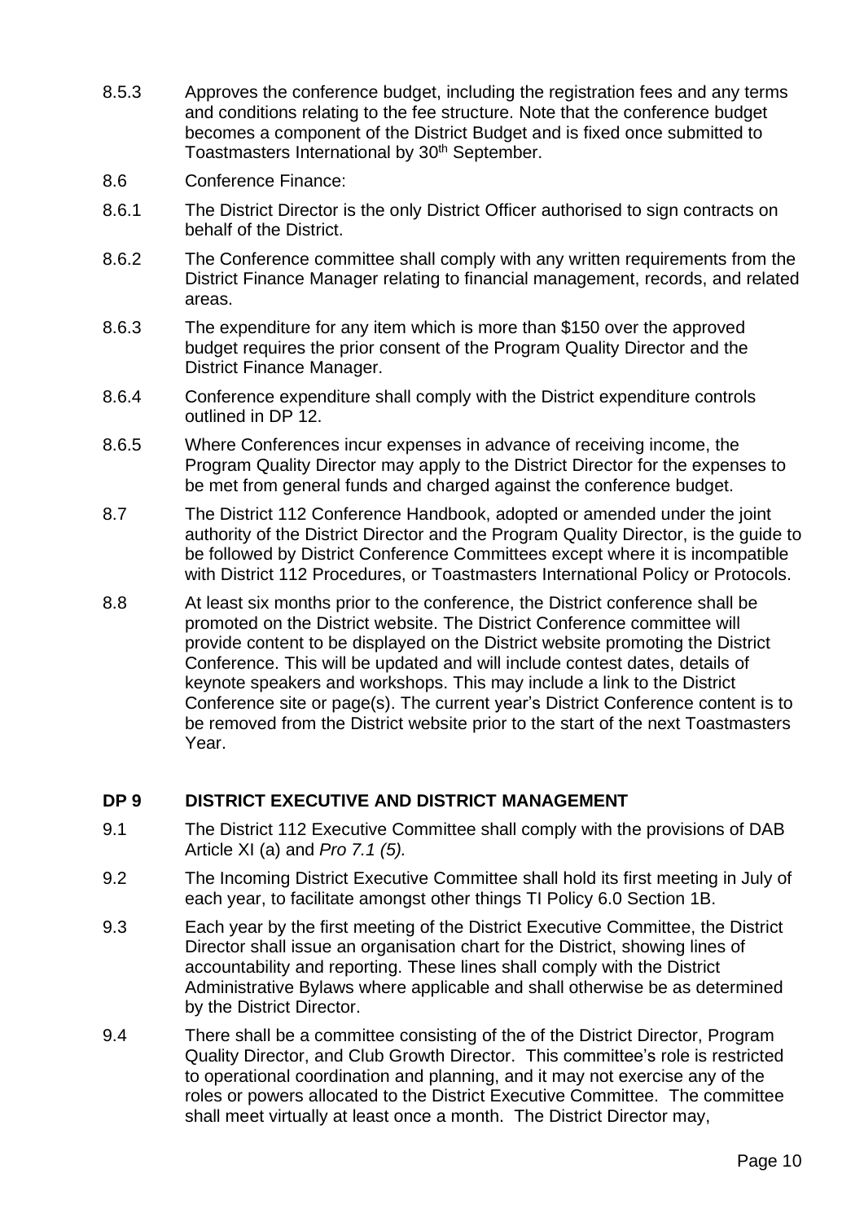8.5.3 Approves the conference budget, including the registration fees and any terms and conditions relating to the fee structure. Note that the conference budget becomes a component of the District Budget and is fixed once submitted to Toastmasters International by 30th September.

8.6 Conference Finance:

8.6.1 The District Director is the only District Officer authorised to sign contracts on behalf of the District.

8.6.2 The Conference committee shall comply with any written requirements from the District Finance Manager relating to financial management, records, and related areas.

8.6.3 The expenditure for any item which is more than $150 over the approved budget requires the prior consent of the Program Quality Director and the District Finance Manager.

8.6.4 Conference expenditure shall comply with the District expenditure controls outlined in DP 12.

8.6.5 Where Conferences incur expenses in advance of receiving income, the Program Quality Director may apply to the District Director for the expenses to be met from general funds and charged against the conference budget.

8.7 The District 112 Conference Handbook, adopted or amended under the joint authority of the District Director and the Program Quality Director, is the guide to be followed by District Conference Committees except where it is incompatible with District 112 Procedures, or Toastmasters International Policy or Protocols.

8.8 At least six months prior to the conference, the District conference shall be promoted on the District website. The District Conference committee will provide content to be displayed on the District website promoting the District Conference. This will be updated and will include contest dates, details of keynote speakers and workshops. This may include a link to the District Conference site or page(s). The current year's District Conference content is to be removed from the District website prior to the start of the next Toastmasters Year.

## DP 9 DISTRICT EXECUTIVE AND DISTRICT MANAGEMENT

9.1 The District 112 Executive Committee shall comply with the provisions of DAB Article XI (a) and *Pro 7.1 (5).*

9.2 The Incoming District Executive Committee shall hold its first meeting in July of each year, to facilitate amongst other things TI Policy 6.0 Section 1B.

9.3 Each year by the first meeting of the District Executive Committee, the District Director shall issue an organisation chart for the District, showing lines of accountability and reporting. These lines shall comply with the District Administrative Bylaws where applicable and shall otherwise be as determined by the District Director.

9.4 There shall be a committee consisting of the of the District Director, Program Quality Director, and Club Growth Director. This committee's role is restricted to operational coordination and planning, and it may not exercise any of the roles or powers allocated to the District Executive Committee. The committee shall meet virtually at least once a month. The District Director may,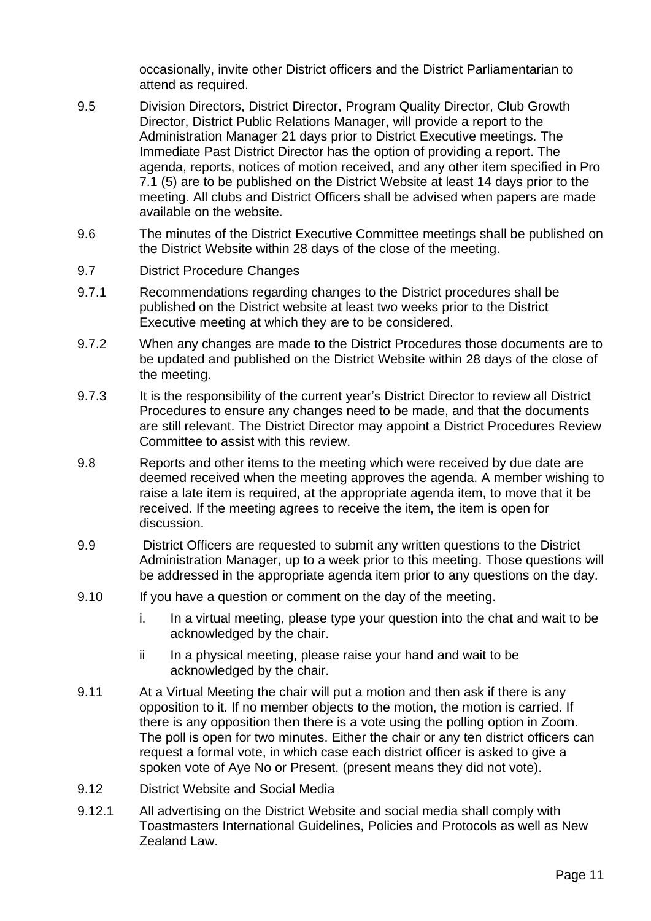occasionally, invite other District officers and the District Parliamentarian to attend as required.

9.5 Division Directors, District Director, Program Quality Director, Club Growth Director, District Public Relations Manager, will provide a report to the Administration Manager 21 days prior to District Executive meetings. The Immediate Past District Director has the option of providing a report. The agenda, reports, notices of motion received, and any other item specified in Pro 7.1 (5) are to be published on the District Website at least 14 days prior to the meeting. All clubs and District Officers shall be advised when papers are made available on the website.

9.6 The minutes of the District Executive Committee meetings shall be published on the District Website within 28 days of the close of the meeting.

9.7 District Procedure Changes

9.7.1 Recommendations regarding changes to the District procedures shall be published on the District website at least two weeks prior to the District Executive meeting at which they are to be considered.

9.7.2 When any changes are made to the District Procedures those documents are to be updated and published on the District Website within 28 days of the close of the meeting.

9.7.3 It is the responsibility of the current year's District Director to review all District Procedures to ensure any changes need to be made, and that the documents are still relevant. The District Director may appoint a District Procedures Review Committee to assist with this review.

9.8 Reports and other items to the meeting which were received by due date are deemed received when the meeting approves the agenda. A member wishing to raise a late item is required, at the appropriate agenda item, to move that it be received. If the meeting agrees to receive the item, the item is open for discussion.

9.9 District Officers are requested to submit any written questions to the District Administration Manager, up to a week prior to this meeting. Those questions will be addressed in the appropriate agenda item prior to any questions on the day.

9.10 If you have a question or comment on the day of the meeting.

   i. In a virtual meeting, please type your question into the chat and wait to be acknowledged by the chair.

   ii In a physical meeting, please raise your hand and wait to be acknowledged by the chair.

9.11 At a Virtual Meeting the chair will put a motion and then ask if there is any opposition to it. If no member objects to the motion, the motion is carried. If there is any opposition then there is a vote using the polling option in Zoom. The poll is open for two minutes. Either the chair or any ten district officers can request a formal vote, in which case each district officer is asked to give a spoken vote of Aye No or Present. (present means they did not vote).

9.12 District Website and Social Media

9.12.1 All advertising on the District Website and social media shall comply with Toastmasters International Guidelines, Policies and Protocols as well as New Zealand Law.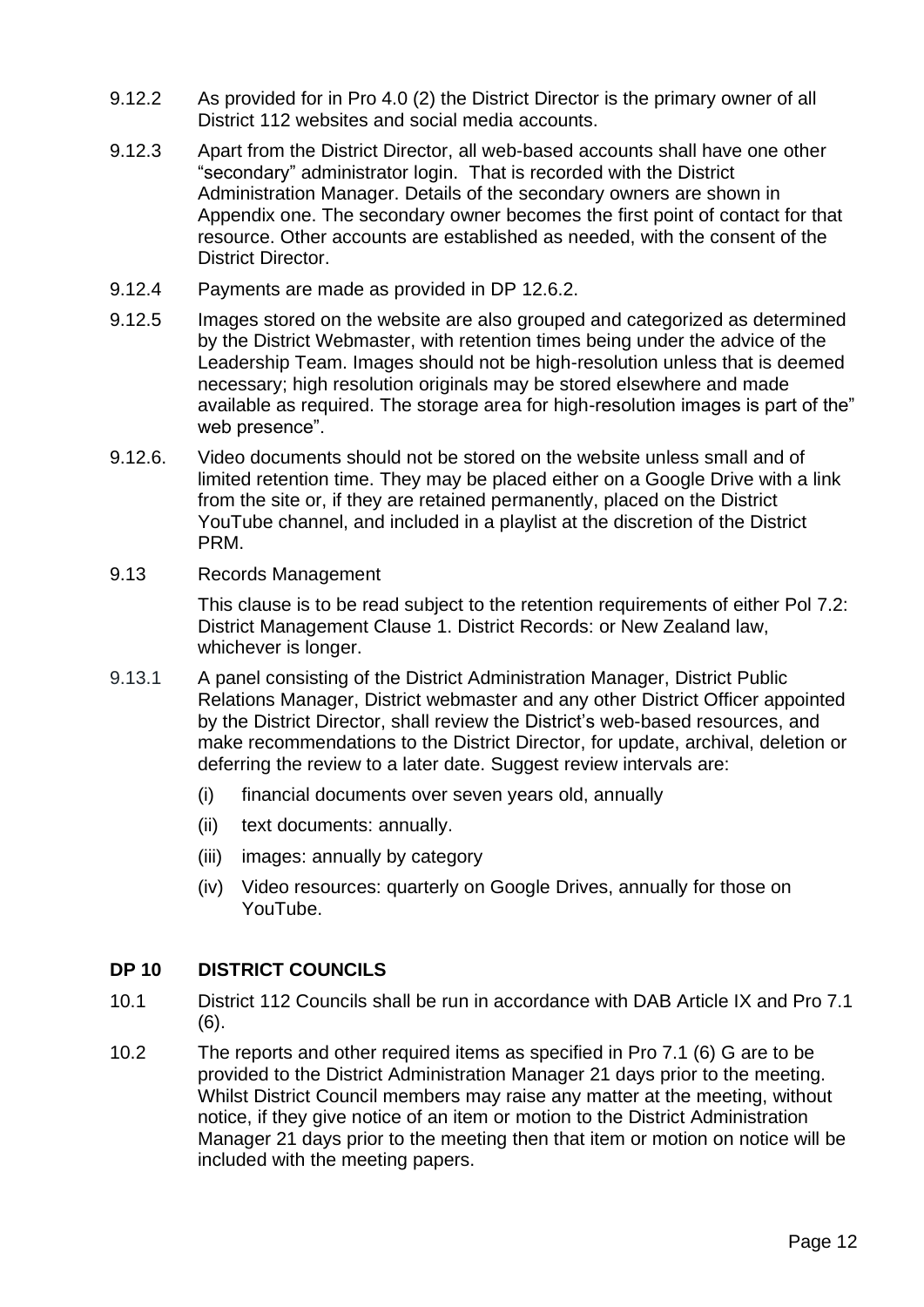9.12.2 As provided for in Pro 4.0 (2) the District Director is the primary owner of all District 112 websites and social media accounts.

9.12.3 Apart from the District Director, all web-based accounts shall have one other "secondary" administrator login. That is recorded with the District Administration Manager. Details of the secondary owners are shown in Appendix one. The secondary owner becomes the first point of contact for that resource. Other accounts are established as needed, with the consent of the District Director.

9.12.4 Payments are made as provided in DP 12.6.2.

9.12.5 Images stored on the website are also grouped and categorized as determined by the District Webmaster, with retention times being under the advice of the Leadership Team. Images should not be high-resolution unless that is deemed necessary; high resolution originals may be stored elsewhere and made available as required. The storage area for high-resolution images is part of the" web presence".

9.12.6. Video documents should not be stored on the website unless small and of limited retention time. They may be placed either on a Google Drive with a link from the site or, if they are retained permanently, placed on the District YouTube channel, and included in a playlist at the discretion of the District PRM.

9.13 Records Management

This clause is to be read subject to the retention requirements of either Pol 7.2: District Management Clause 1. District Records: or New Zealand law, whichever is longer.

9.13.1 A panel consisting of the District Administration Manager, District Public Relations Manager, District webmaster and any other District Officer appointed by the District Director, shall review the District's web-based resources, and make recommendations to the District Director, for update, archival, deletion or deferring the review to a later date. Suggest review intervals are:

- (i) financial documents over seven years old, annually
- (ii) text documents: annually.
- (iii) images: annually by category
- (iv) Video resources: quarterly on Google Drives, annually for those on YouTube.

## DP 10 DISTRICT COUNCILS

10.1 District 112 Councils shall be run in accordance with DAB Article IX and Pro 7.1 (6).

10.2 The reports and other required items as specified in Pro 7.1 (6) G are to be provided to the District Administration Manager 21 days prior to the meeting. Whilst District Council members may raise any matter at the meeting, without notice, if they give notice of an item or motion to the District Administration Manager 21 days prior to the meeting then that item or motion on notice will be included with the meeting papers.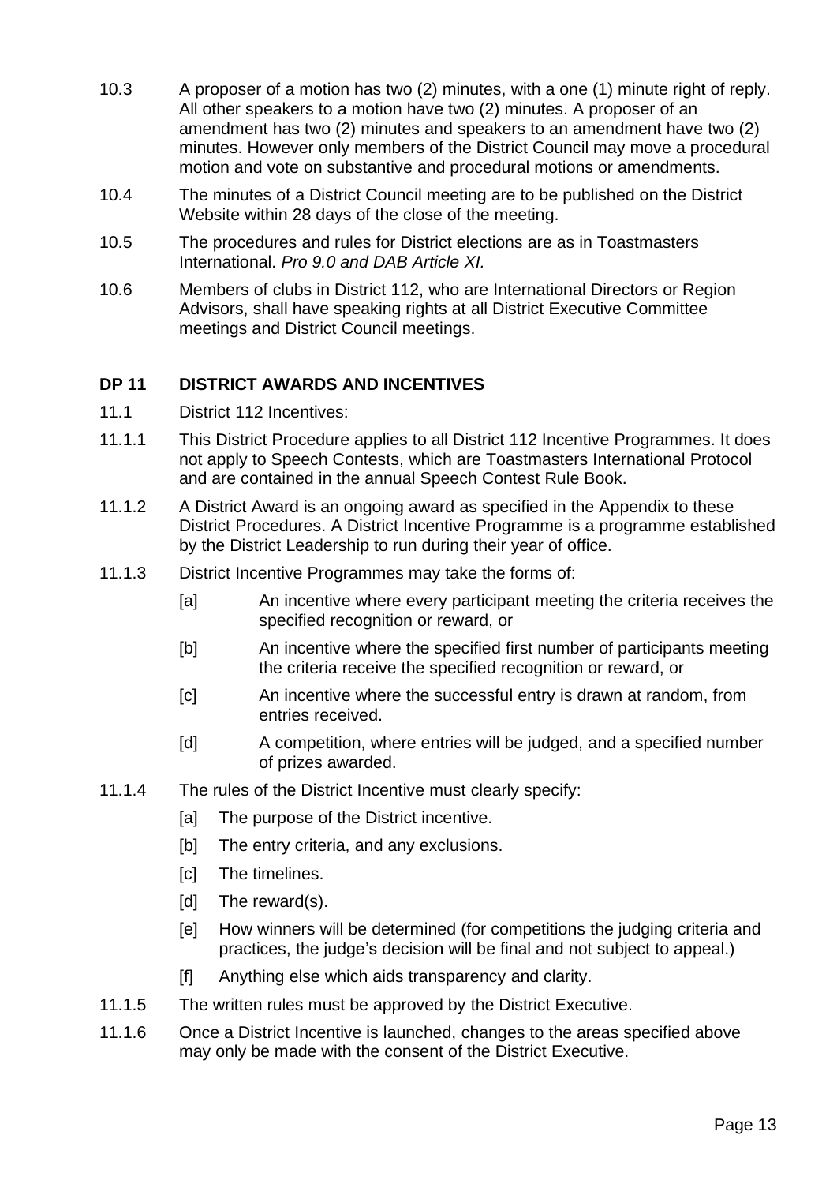10.3 A proposer of a motion has two (2) minutes, with a one (1) minute right of reply. All other speakers to a motion have two (2) minutes. A proposer of an amendment has two (2) minutes and speakers to an amendment have two (2) minutes. However only members of the District Council may move a procedural motion and vote on substantive and procedural motions or amendments.

10.4 The minutes of a District Council meeting are to be published on the District Website within 28 days of the close of the meeting.

10.5 The procedures and rules for District elections are as in Toastmasters International. *Pro 9.0 and DAB Article XI.*

10.6 Members of clubs in District 112, who are International Directors or Region Advisors, shall have speaking rights at all District Executive Committee meetings and District Council meetings.

## DP 11 DISTRICT AWARDS AND INCENTIVES

11.1 District 112 Incentives:

11.1.1 This District Procedure applies to all District 112 Incentive Programmes. It does not apply to Speech Contests, which are Toastmasters International Protocol and are contained in the annual Speech Contest Rule Book.

11.1.2 A District Award is an ongoing award as specified in the Appendix to these District Procedures. A District Incentive Programme is a programme established by the District Leadership to run during their year of office.

11.1.3 District Incentive Programmes may take the forms of:

- [a] An incentive where every participant meeting the criteria receives the specified recognition or reward, or
- [b] An incentive where the specified first number of participants meeting the criteria receive the specified recognition or reward, or
- [c] An incentive where the successful entry is drawn at random, from entries received.
- [d] A competition, where entries will be judged, and a specified number of prizes awarded.

11.1.4 The rules of the District Incentive must clearly specify:

- [a] The purpose of the District incentive.
- [b] The entry criteria, and any exclusions.
- [c] The timelines.
- [d] The reward(s).
- [e] How winners will be determined (for competitions the judging criteria and practices, the judge's decision will be final and not subject to appeal.)
- [f] Anything else which aids transparency and clarity.

11.1.5 The written rules must be approved by the District Executive.

11.1.6 Once a District Incentive is launched, changes to the areas specified above may only be made with the consent of the District Executive.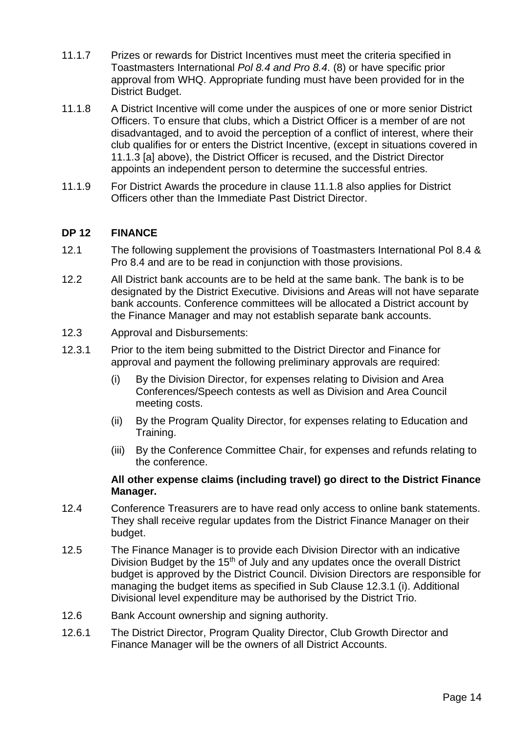11.1.7 Prizes or rewards for District Incentives must meet the criteria specified in Toastmasters International *Pol 8.4 and Pro 8.4*. (8) or have specific prior approval from WHQ. Appropriate funding must have been provided for in the District Budget.

11.1.8 A District Incentive will come under the auspices of one or more senior District Officers. To ensure that clubs, which a District Officer is a member of are not disadvantaged, and to avoid the perception of a conflict of interest, where their club qualifies for or enters the District Incentive, (except in situations covered in 11.1.3 [a] above), the District Officer is recused, and the District Director appoints an independent person to determine the successful entries.

11.1.9 For District Awards the procedure in clause 11.1.8 also applies for District Officers other than the Immediate Past District Director.

## DP 12 FINANCE

12.1 The following supplement the provisions of Toastmasters International Pol 8.4 & Pro 8.4 and are to be read in conjunction with those provisions.

12.2 All District bank accounts are to be held at the same bank. The bank is to be designated by the District Executive. Divisions and Areas will not have separate bank accounts. Conference committees will be allocated a District account by the Finance Manager and may not establish separate bank accounts.

12.3 Approval and Disbursements:

12.3.1 Prior to the item being submitted to the District Director and Finance for approval and payment the following preliminary approvals are required:

(i) By the Division Director, for expenses relating to Division and Area Conferences/Speech contests as well as Division and Area Council meeting costs.

(ii) By the Program Quality Director, for expenses relating to Education and Training.

(iii) By the Conference Committee Chair, for expenses and refunds relating to the conference.

**All other expense claims (including travel) go direct to the District Finance Manager.**

12.4 Conference Treasurers are to have read only access to online bank statements. They shall receive regular updates from the District Finance Manager on their budget.

12.5 The Finance Manager is to provide each Division Director with an indicative Division Budget by the 15th of July and any updates once the overall District budget is approved by the District Council. Division Directors are responsible for managing the budget items as specified in Sub Clause 12.3.1 (i). Additional Divisional level expenditure may be authorised by the District Trio.

12.6 Bank Account ownership and signing authority.

12.6.1 The District Director, Program Quality Director, Club Growth Director and Finance Manager will be the owners of all District Accounts.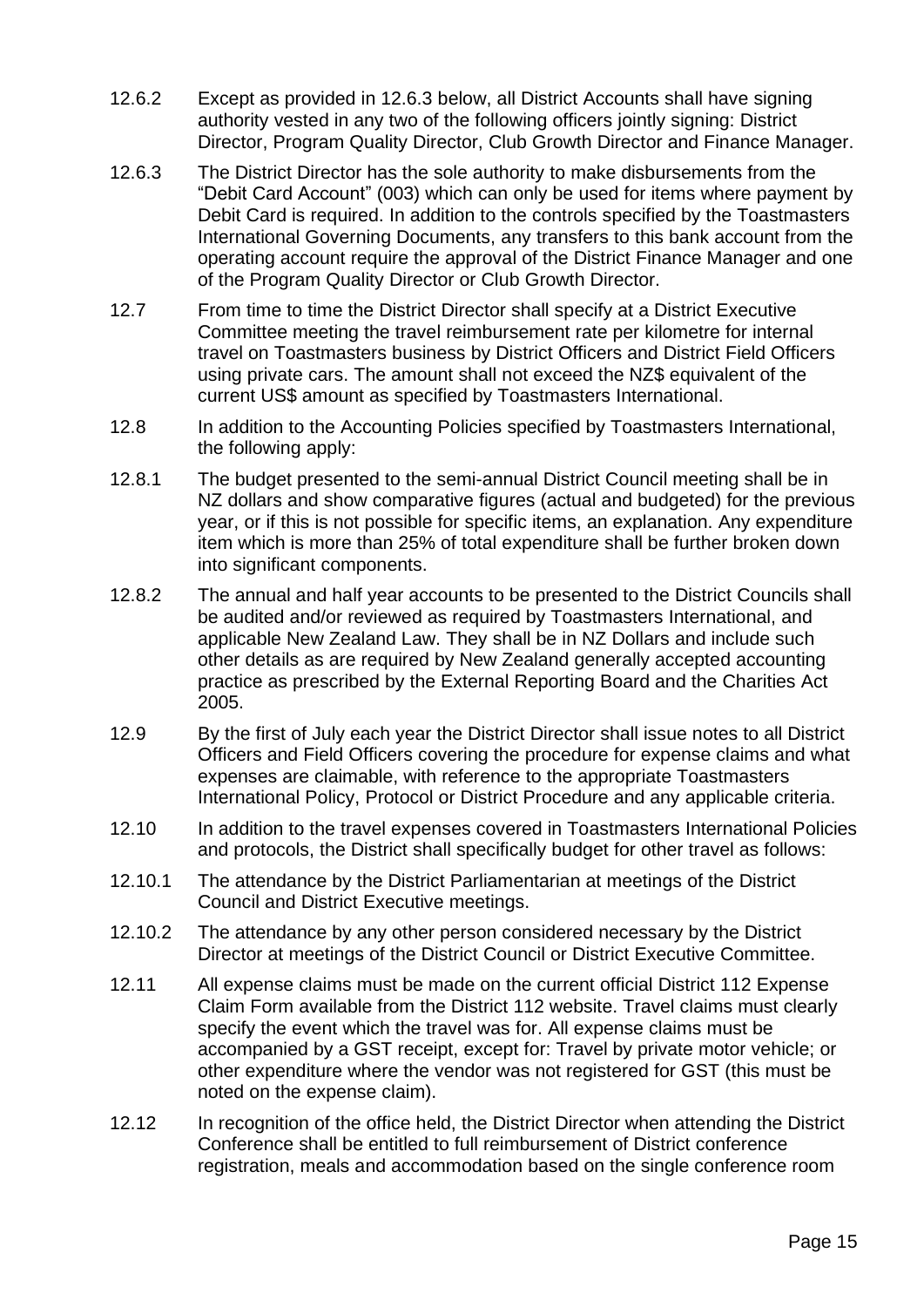12.6.2 Except as provided in 12.6.3 below, all District Accounts shall have signing authority vested in any two of the following officers jointly signing: District Director, Program Quality Director, Club Growth Director and Finance Manager.

12.6.3 The District Director has the sole authority to make disbursements from the "Debit Card Account" (003) which can only be used for items where payment by Debit Card is required. In addition to the controls specified by the Toastmasters International Governing Documents, any transfers to this bank account from the operating account require the approval of the District Finance Manager and one of the Program Quality Director or Club Growth Director.

12.7 From time to time the District Director shall specify at a District Executive Committee meeting the travel reimbursement rate per kilometre for internal travel on Toastmasters business by District Officers and District Field Officers using private cars. The amount shall not exceed the NZ$ equivalent of the current US$ amount as specified by Toastmasters International.

12.8 In addition to the Accounting Policies specified by Toastmasters International, the following apply:

12.8.1 The budget presented to the semi-annual District Council meeting shall be in NZ dollars and show comparative figures (actual and budgeted) for the previous year, or if this is not possible for specific items, an explanation. Any expenditure item which is more than 25% of total expenditure shall be further broken down into significant components.

12.8.2 The annual and half year accounts to be presented to the District Councils shall be audited and/or reviewed as required by Toastmasters International, and applicable New Zealand Law. They shall be in NZ Dollars and include such other details as are required by New Zealand generally accepted accounting practice as prescribed by the External Reporting Board and the Charities Act 2005.

12.9 By the first of July each year the District Director shall issue notes to all District Officers and Field Officers covering the procedure for expense claims and what expenses are claimable, with reference to the appropriate Toastmasters International Policy, Protocol or District Procedure and any applicable criteria.

12.10 In addition to the travel expenses covered in Toastmasters International Policies and protocols, the District shall specifically budget for other travel as follows:

12.10.1 The attendance by the District Parliamentarian at meetings of the District Council and District Executive meetings.

12.10.2 The attendance by any other person considered necessary by the District Director at meetings of the District Council or District Executive Committee.

12.11 All expense claims must be made on the current official District 112 Expense Claim Form available from the District 112 website. Travel claims must clearly specify the event which the travel was for. All expense claims must be accompanied by a GST receipt, except for: Travel by private motor vehicle; or other expenditure where the vendor was not registered for GST (this must be noted on the expense claim).

12.12 In recognition of the office held, the District Director when attending the District Conference shall be entitled to full reimbursement of District conference registration, meals and accommodation based on the single conference room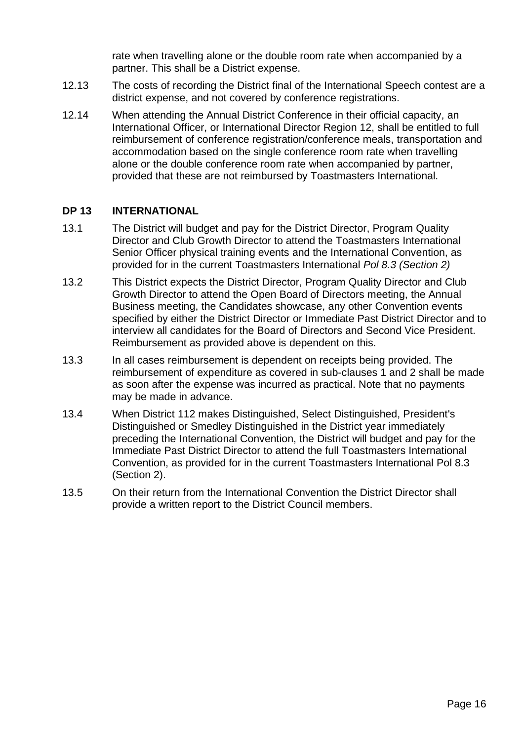rate when travelling alone or the double room rate when accompanied by a partner. This shall be a District expense.

12.13 The costs of recording the District final of the International Speech contest are a district expense, and not covered by conference registrations.

12.14 When attending the Annual District Conference in their official capacity, an International Officer, or International Director Region 12, shall be entitled to full reimbursement of conference registration/conference meals, transportation and accommodation based on the single conference room rate when travelling alone or the double conference room rate when accompanied by partner, provided that these are not reimbursed by Toastmasters International.

## DP 13 INTERNATIONAL

13.1 The District will budget and pay for the District Director, Program Quality Director and Club Growth Director to attend the Toastmasters International Senior Officer physical training events and the International Convention, as provided for in the current Toastmasters International *Pol 8.3 (Section 2)*

13.2 This District expects the District Director, Program Quality Director and Club Growth Director to attend the Open Board of Directors meeting, the Annual Business meeting, the Candidates showcase, any other Convention events specified by either the District Director or Immediate Past District Director and to interview all candidates for the Board of Directors and Second Vice President. Reimbursement as provided above is dependent on this.

13.3 In all cases reimbursement is dependent on receipts being provided. The reimbursement of expenditure as covered in sub-clauses 1 and 2 shall be made as soon after the expense was incurred as practical. Note that no payments may be made in advance.

13.4 When District 112 makes Distinguished, Select Distinguished, President's Distinguished or Smedley Distinguished in the District year immediately preceding the International Convention, the District will budget and pay for the Immediate Past District Director to attend the full Toastmasters International Convention, as provided for in the current Toastmasters International Pol 8.3 (Section 2).

13.5 On their return from the International Convention the District Director shall provide a written report to the District Council members.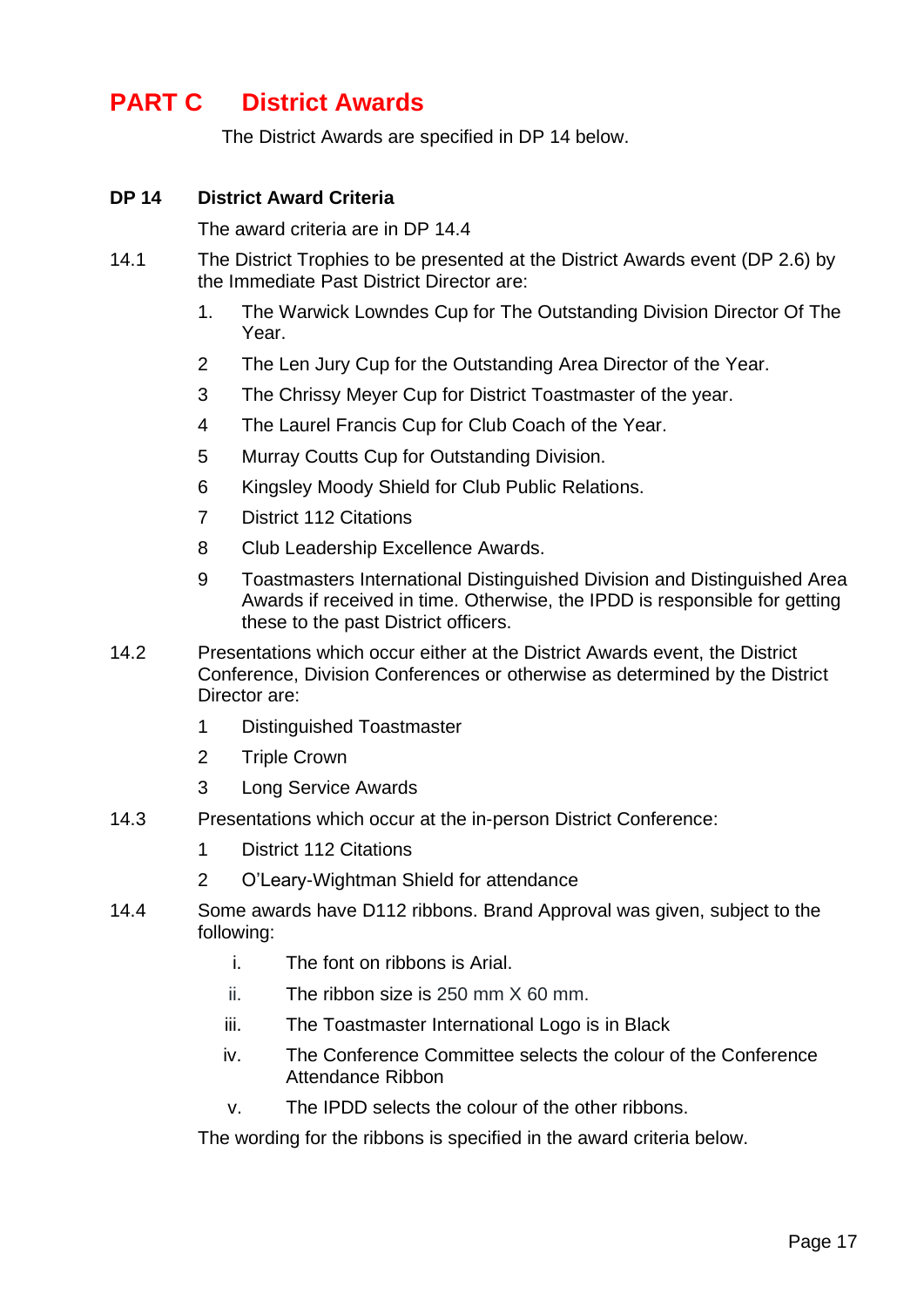# PART C District Awards

The District Awards are specified in DP 14 below.

## DP 14 District Award Criteria

The award criteria are in DP 14.4

14.1 The District Trophies to be presented at the District Awards event (DP 2.6) by the Immediate Past District Director are:

1. The Warwick Lowndes Cup for The Outstanding Division Director Of The Year.
2. The Len Jury Cup for the Outstanding Area Director of the Year.
3. The Chrissy Meyer Cup for District Toastmaster of the year.
4. The Laurel Francis Cup for Club Coach of the Year.
5. Murray Coutts Cup for Outstanding Division.
6. Kingsley Moody Shield for Club Public Relations.
7. District 112 Citations
8. Club Leadership Excellence Awards.
9. Toastmasters International Distinguished Division and Distinguished Area Awards if received in time. Otherwise, the IPDD is responsible for getting these to the past District officers.

14.2 Presentations which occur either at the District Awards event, the District Conference, Division Conferences or otherwise as determined by the District Director are:

1. Distinguished Toastmaster
2. Triple Crown
3. Long Service Awards

14.3 Presentations which occur at the in-person District Conference:

1. District 112 Citations
2. O'Leary-Wightman Shield for attendance

14.4 Some awards have D112 ribbons. Brand Approval was given, subject to the following:

i. The font on ribbons is Arial.
ii. The ribbon size is 250 mm X 60 mm.
iii. The Toastmaster International Logo is in Black
iv. The Conference Committee selects the colour of the Conference Attendance Ribbon
v. The IPDD selects the colour of the other ribbons.

The wording for the ribbons is specified in the award criteria below.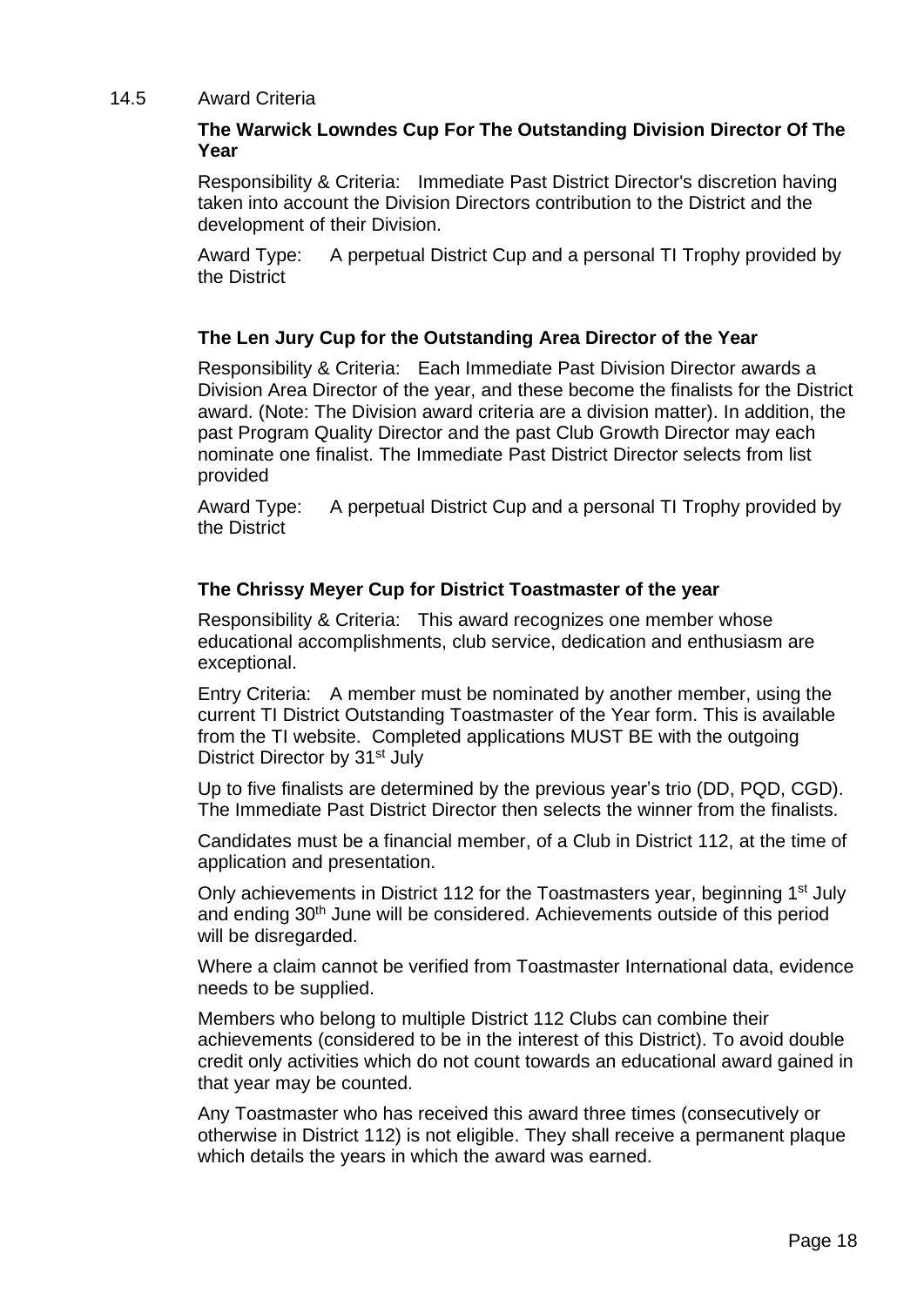## 14.5 Award Criteria

### The Warwick Lowndes Cup For The Outstanding Division Director Of The Year

Responsibility & Criteria: Immediate Past District Director's discretion having taken into account the Division Directors contribution to the District and the development of their Division.

Award Type: A perpetual District Cup and a personal TI Trophy provided by the District

### The Len Jury Cup for the Outstanding Area Director of the Year

Responsibility & Criteria: Each Immediate Past Division Director awards a Division Area Director of the year, and these become the finalists for the District award. (Note: The Division award criteria are a division matter). In addition, the past Program Quality Director and the past Club Growth Director may each nominate one finalist. The Immediate Past District Director selects from list provided

Award Type: A perpetual District Cup and a personal TI Trophy provided by the District

### The Chrissy Meyer Cup for District Toastmaster of the year

Responsibility & Criteria: This award recognizes one member whose educational accomplishments, club service, dedication and enthusiasm are exceptional.

Entry Criteria: A member must be nominated by another member, using the current TI District Outstanding Toastmaster of the Year form. This is available from the TI website. Completed applications MUST BE with the outgoing District Director by 31st July

Up to five finalists are determined by the previous year's trio (DD, PQD, CGD). The Immediate Past District Director then selects the winner from the finalists.

Candidates must be a financial member, of a Club in District 112, at the time of application and presentation.

Only achievements in District 112 for the Toastmasters year, beginning 1st July and ending 30th June will be considered. Achievements outside of this period will be disregarded.

Where a claim cannot be verified from Toastmaster International data, evidence needs to be supplied.

Members who belong to multiple District 112 Clubs can combine their achievements (considered to be in the interest of this District). To avoid double credit only activities which do not count towards an educational award gained in that year may be counted.

Any Toastmaster who has received this award three times (consecutively or otherwise in District 112) is not eligible. They shall receive a permanent plaque which details the years in which the award was earned.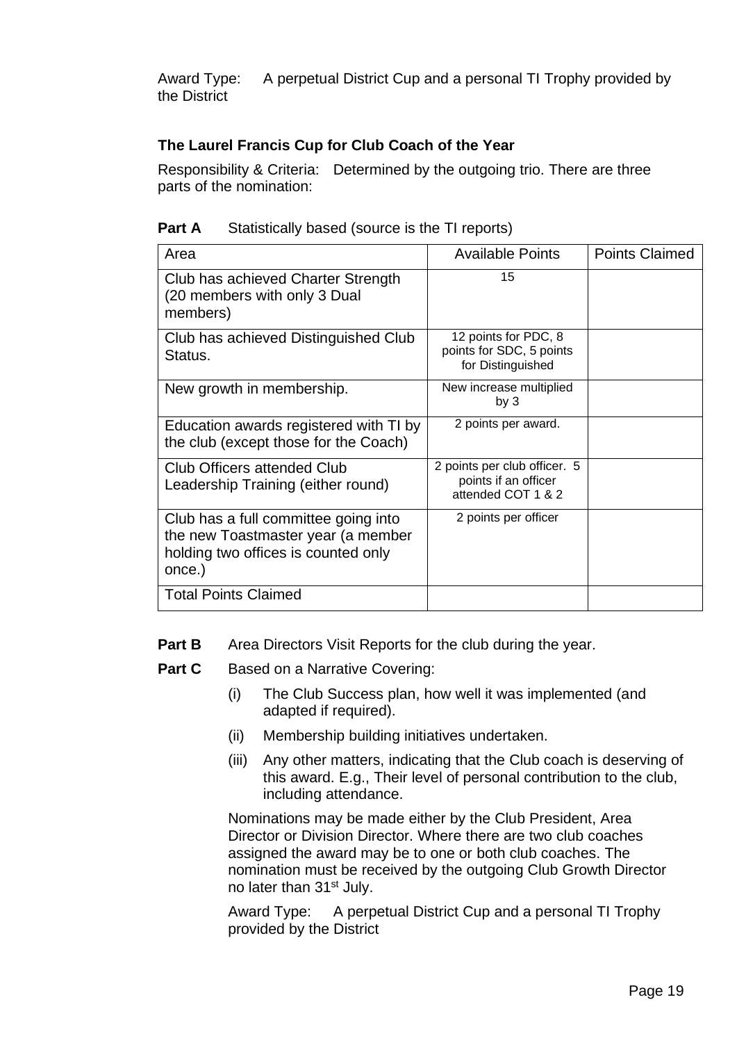Award Type: A perpetual District Cup and a personal TI Trophy provided by the District

### The Laurel Francis Cup for Club Coach of the Year

Responsibility & Criteria: Determined by the outgoing trio. There are three parts of the nomination:

**Part A** Statistically based (source is the TI reports)

| Area | Available Points | Points Claimed |
| --- | --- | --- |
| Club has achieved Charter Strength (20 members with only 3 Dual members) | 15 | |
| Club has achieved Distinguished Club Status. | 12 points for PDC, 8 points for SDC, 5 points for Distinguished | |
| New growth in membership. | New increase multiplied by 3 | |
| Education awards registered with TI by the club (except those for the Coach) | 2 points per award. | |
| Club Officers attended Club Leadership Training (either round) | 2 points per club officer. 5 points if an officer attended COT 1 & 2 | |
| Club has a full committee going into the new Toastmaster year (a member holding two offices is counted only once.) | 2 points per officer | |
| Total Points Claimed | | |

**Part B** Area Directors Visit Reports for the club during the year.

**Part C** Based on a Narrative Covering:

(i) The Club Success plan, how well it was implemented (and adapted if required).

(ii) Membership building initiatives undertaken.

(iii) Any other matters, indicating that the Club coach is deserving of this award. E.g., Their level of personal contribution to the club, including attendance.

Nominations may be made either by the Club President, Area Director or Division Director. Where there are two club coaches assigned the award may be to one or both club coaches. The nomination must be received by the outgoing Club Growth Director no later than 31st July.

Award Type: A perpetual District Cup and a personal TI Trophy provided by the District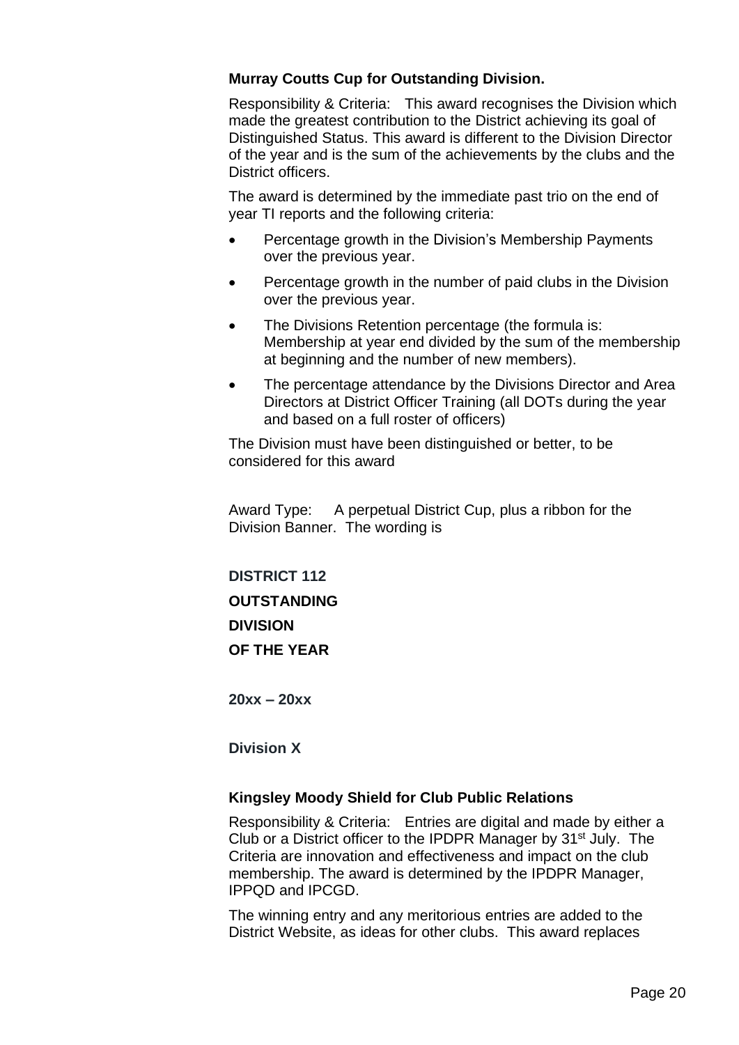**Murray Coutts Cup for Outstanding Division.**

Responsibility & Criteria: This award recognises the Division which made the greatest contribution to the District achieving its goal of Distinguished Status. This award is different to the Division Director of the year and is the sum of the achievements by the clubs and the District officers.

The award is determined by the immediate past trio on the end of year TI reports and the following criteria:

- Percentage growth in the Division's Membership Payments over the previous year.
- Percentage growth in the number of paid clubs in the Division over the previous year.
- The Divisions Retention percentage (the formula is: Membership at year end divided by the sum of the membership at beginning and the number of new members).
- The percentage attendance by the Divisions Director and Area Directors at District Officer Training (all DOTs during the year and based on a full roster of officers)

The Division must have been distinguished or better, to be considered for this award

Award Type: A perpetual District Cup, plus a ribbon for the Division Banner. The wording is

**DISTRICT 112**

**OUTSTANDING**

**DIVISION**

**OF THE YEAR**

**20xx – 20xx**

**Division X**

**Kingsley Moody Shield for Club Public Relations**

Responsibility & Criteria: Entries are digital and made by either a Club or a District officer to the IPDPR Manager by 31st July. The Criteria are innovation and effectiveness and impact on the club membership. The award is determined by the IPDPR Manager, IPPQD and IPCGD.

The winning entry and any meritorious entries are added to the District Website, as ideas for other clubs. This award replaces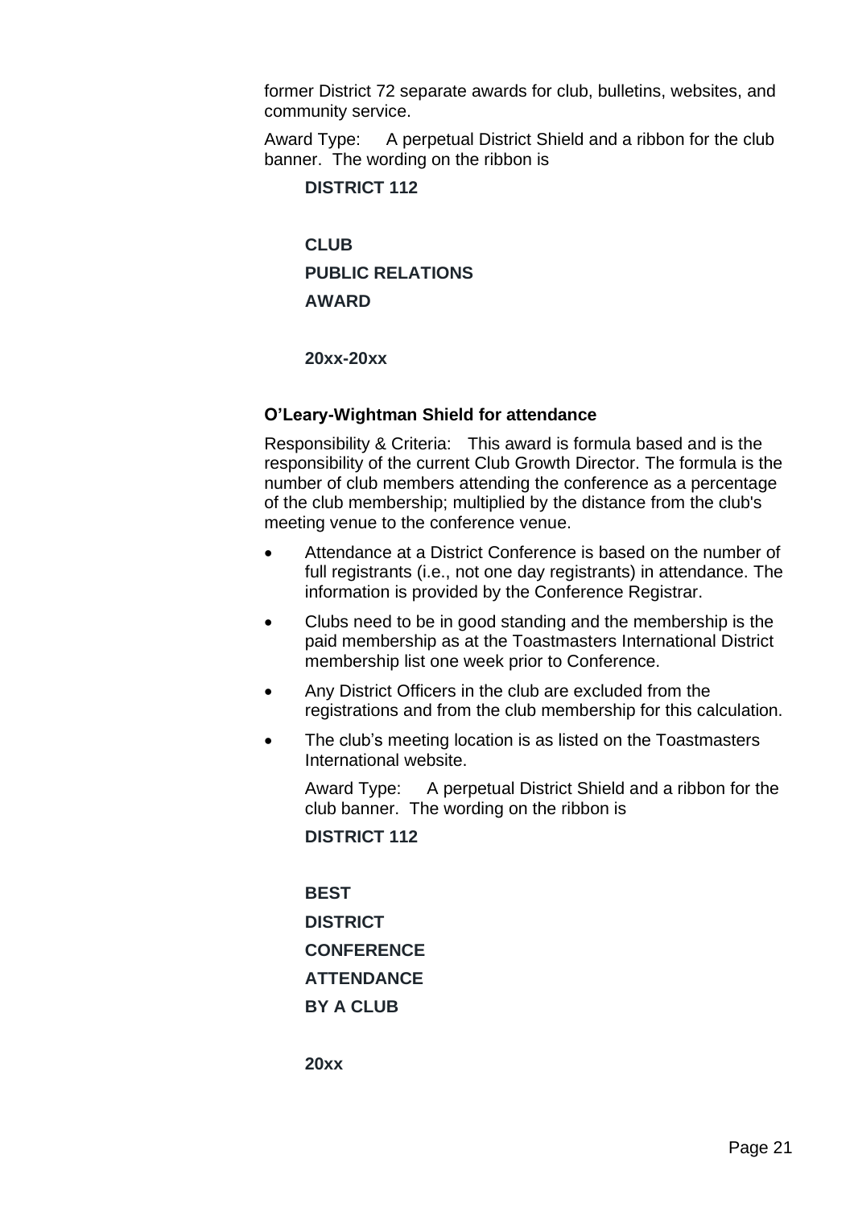former District 72 separate awards for club, bulletins, websites, and community service.

Award Type: A perpetual District Shield and a ribbon for the club banner. The wording on the ribbon is

**DISTRICT 112**

**CLUB**

**PUBLIC RELATIONS**

**AWARD**

**20xx-20xx**

**O'Leary-Wightman Shield for attendance**

Responsibility & Criteria: This award is formula based and is the responsibility of the current Club Growth Director. The formula is the number of club members attending the conference as a percentage of the club membership; multiplied by the distance from the club's meeting venue to the conference venue.

- Attendance at a District Conference is based on the number of full registrants (i.e., not one day registrants) in attendance. The information is provided by the Conference Registrar.
- Clubs need to be in good standing and the membership is the paid membership as at the Toastmasters International District membership list one week prior to Conference.
- Any District Officers in the club are excluded from the registrations and from the club membership for this calculation.
- The club's meeting location is as listed on the Toastmasters International website.

Award Type: A perpetual District Shield and a ribbon for the club banner. The wording on the ribbon is

**DISTRICT 112**

**BEST**

**DISTRICT**

**CONFERENCE**

**ATTENDANCE**

**BY A CLUB**

**20xx**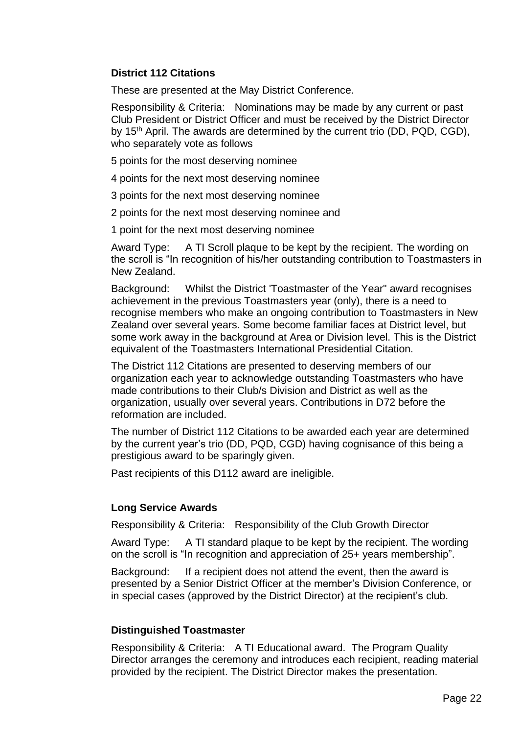**District 112 Citations**

These are presented at the May District Conference.

Responsibility & Criteria: Nominations may be made by any current or past Club President or District Officer and must be received by the District Director by 15th April. The awards are determined by the current trio (DD, PQD, CGD), who separately vote as follows

5 points for the most deserving nominee

4 points for the next most deserving nominee

3 points for the next most deserving nominee

2 points for the next most deserving nominee and

1 point for the next most deserving nominee

Award Type: A TI Scroll plaque to be kept by the recipient. The wording on the scroll is "In recognition of his/her outstanding contribution to Toastmasters in New Zealand.

Background: Whilst the District 'Toastmaster of the Year" award recognises achievement in the previous Toastmasters year (only), there is a need to recognise members who make an ongoing contribution to Toastmasters in New Zealand over several years. Some become familiar faces at District level, but some work away in the background at Area or Division level. This is the District equivalent of the Toastmasters International Presidential Citation.

The District 112 Citations are presented to deserving members of our organization each year to acknowledge outstanding Toastmasters who have made contributions to their Club/s Division and District as well as the organization, usually over several years. Contributions in D72 before the reformation are included.

The number of District 112 Citations to be awarded each year are determined by the current year's trio (DD, PQD, CGD) having cognisance of this being a prestigious award to be sparingly given.

Past recipients of this D112 award are ineligible.

**Long Service Awards**

Responsibility & Criteria: Responsibility of the Club Growth Director

Award Type: A TI standard plaque to be kept by the recipient. The wording on the scroll is "In recognition and appreciation of 25+ years membership".

Background: If a recipient does not attend the event, then the award is presented by a Senior District Officer at the member's Division Conference, or in special cases (approved by the District Director) at the recipient's club.

**Distinguished Toastmaster**

Responsibility & Criteria: A TI Educational award. The Program Quality Director arranges the ceremony and introduces each recipient, reading material provided by the recipient. The District Director makes the presentation.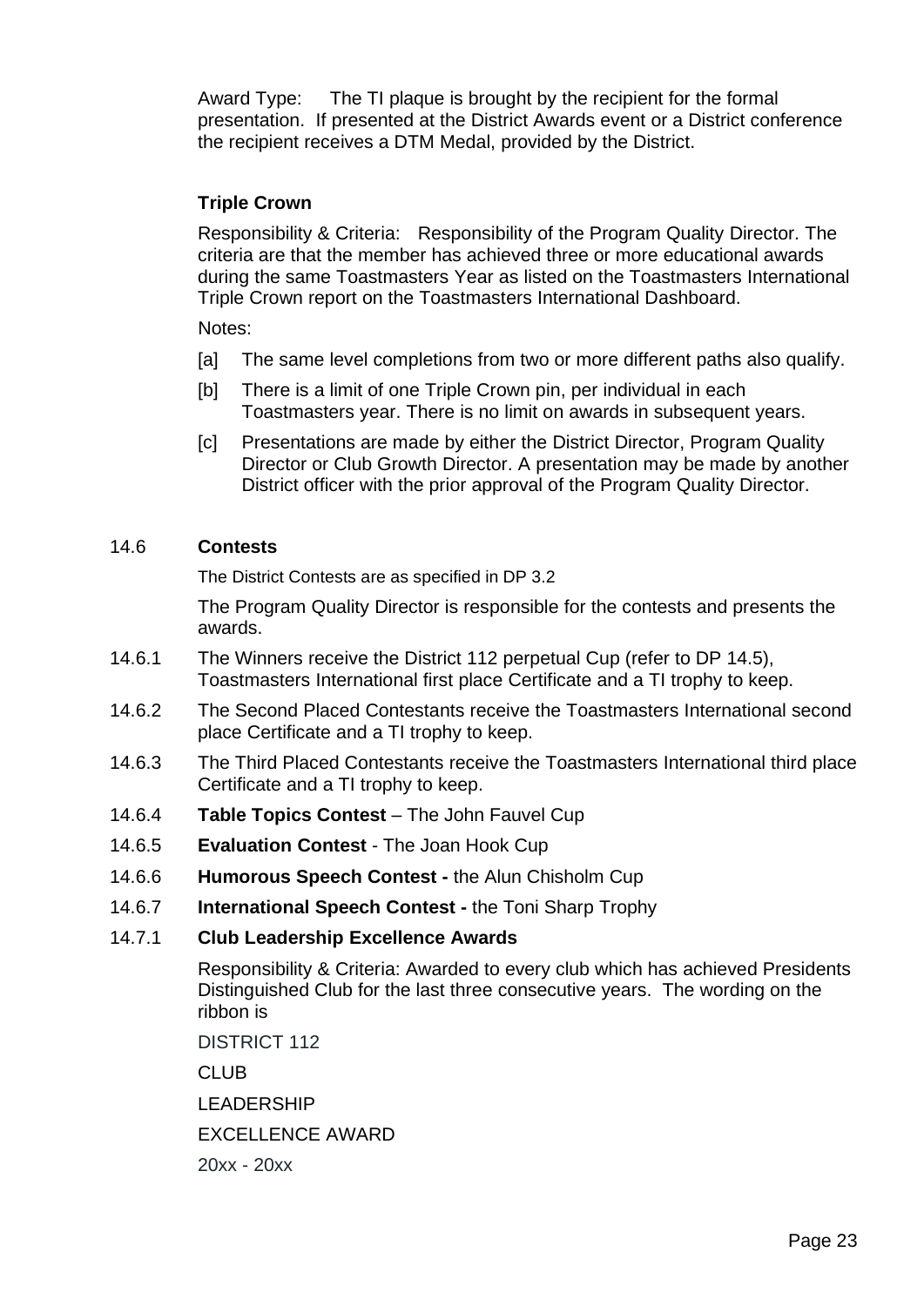Award Type: The TI plaque is brought by the recipient for the formal presentation. If presented at the District Awards event or a District conference the recipient receives a DTM Medal, provided by the District.

**Triple Crown**

Responsibility & Criteria: Responsibility of the Program Quality Director. The criteria are that the member has achieved three or more educational awards during the same Toastmasters Year as listed on the Toastmasters International Triple Crown report on the Toastmasters International Dashboard.

Notes:

[a] The same level completions from two or more different paths also qualify.

[b] There is a limit of one Triple Crown pin, per individual in each Toastmasters year. There is no limit on awards in subsequent years.

[c] Presentations are made by either the District Director, Program Quality Director or Club Growth Director. A presentation may be made by another District officer with the prior approval of the Program Quality Director.

14.6 **Contests**

The District Contests are as specified in DP 3.2

The Program Quality Director is responsible for the contests and presents the awards.

14.6.1 The Winners receive the District 112 perpetual Cup (refer to DP 14.5), Toastmasters International first place Certificate and a TI trophy to keep.

14.6.2 The Second Placed Contestants receive the Toastmasters International second place Certificate and a TI trophy to keep.

14.6.3 The Third Placed Contestants receive the Toastmasters International third place Certificate and a TI trophy to keep.

14.6.4 **Table Topics Contest** – The John Fauvel Cup

14.6.5 **Evaluation Contest** - The Joan Hook Cup

14.6.6 **Humorous Speech Contest -** the Alun Chisholm Cup

14.6.7 **International Speech Contest -** the Toni Sharp Trophy

14.7.1 **Club Leadership Excellence Awards**

Responsibility & Criteria: Awarded to every club which has achieved Presidents Distinguished Club for the last three consecutive years. The wording on the ribbon is

DISTRICT 112

CLUB

LEADERSHIP

EXCELLENCE AWARD

20xx - 20xx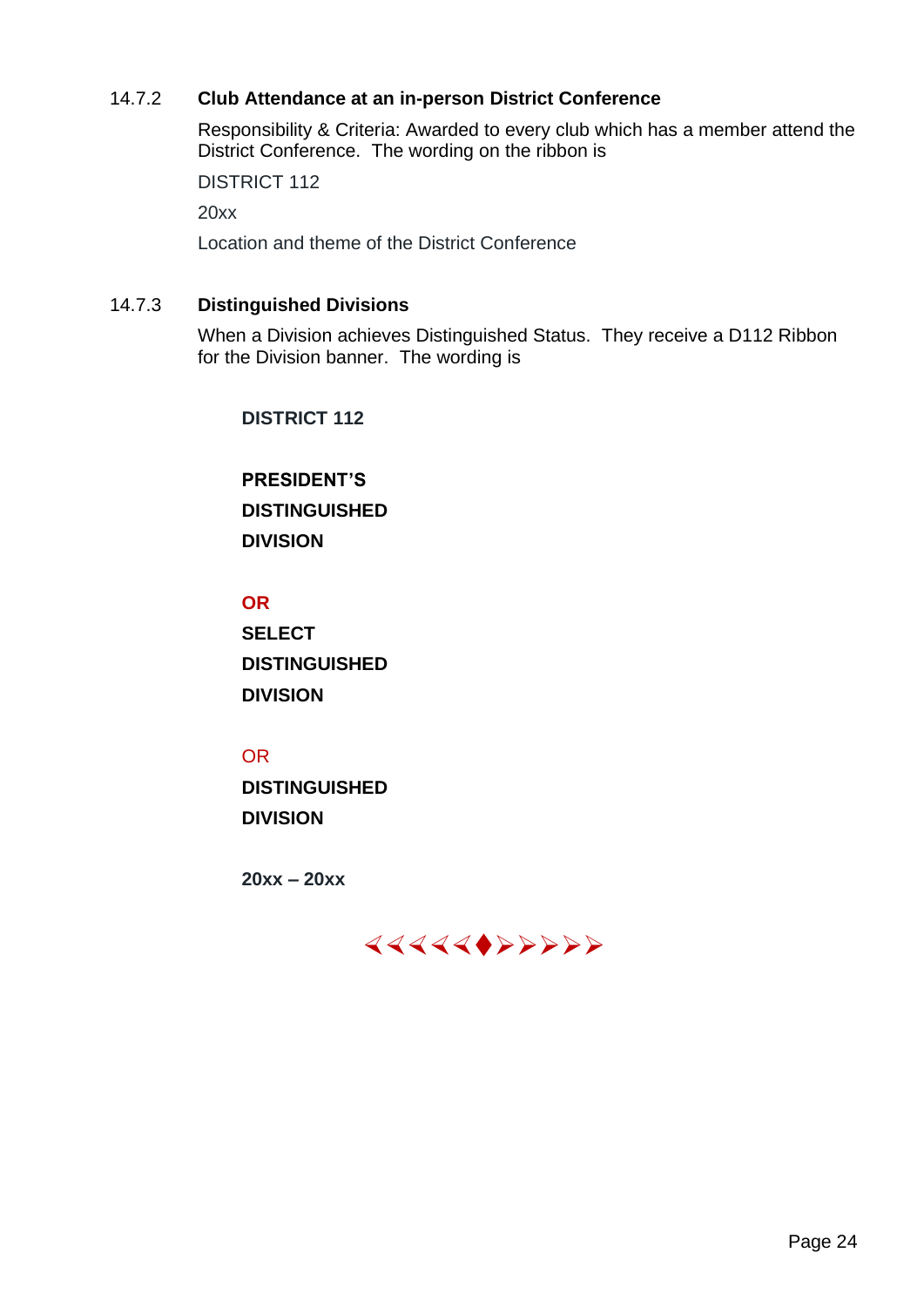### 14.7.2 Club Attendance at an in-person District Conference

Responsibility & Criteria: Awarded to every club which has a member attend the District Conference. The wording on the ribbon is

DISTRICT 112

20xx

Location and theme of the District Conference

### 14.7.3 Distinguished Divisions

When a Division achieves Distinguished Status. They receive a D112 Ribbon for the Division banner. The wording is

**DISTRICT 112**

**PRESIDENT'S**
**DISTINGUISHED**
**DIVISION**

**OR**
**SELECT**
**DISTINGUISHED**
**DIVISION**

OR
**DISTINGUISHED**
**DIVISION**

**20xx – 20xx**

⮜⮜⮜⮜⮜♦⮞⮞⮞⮞⮞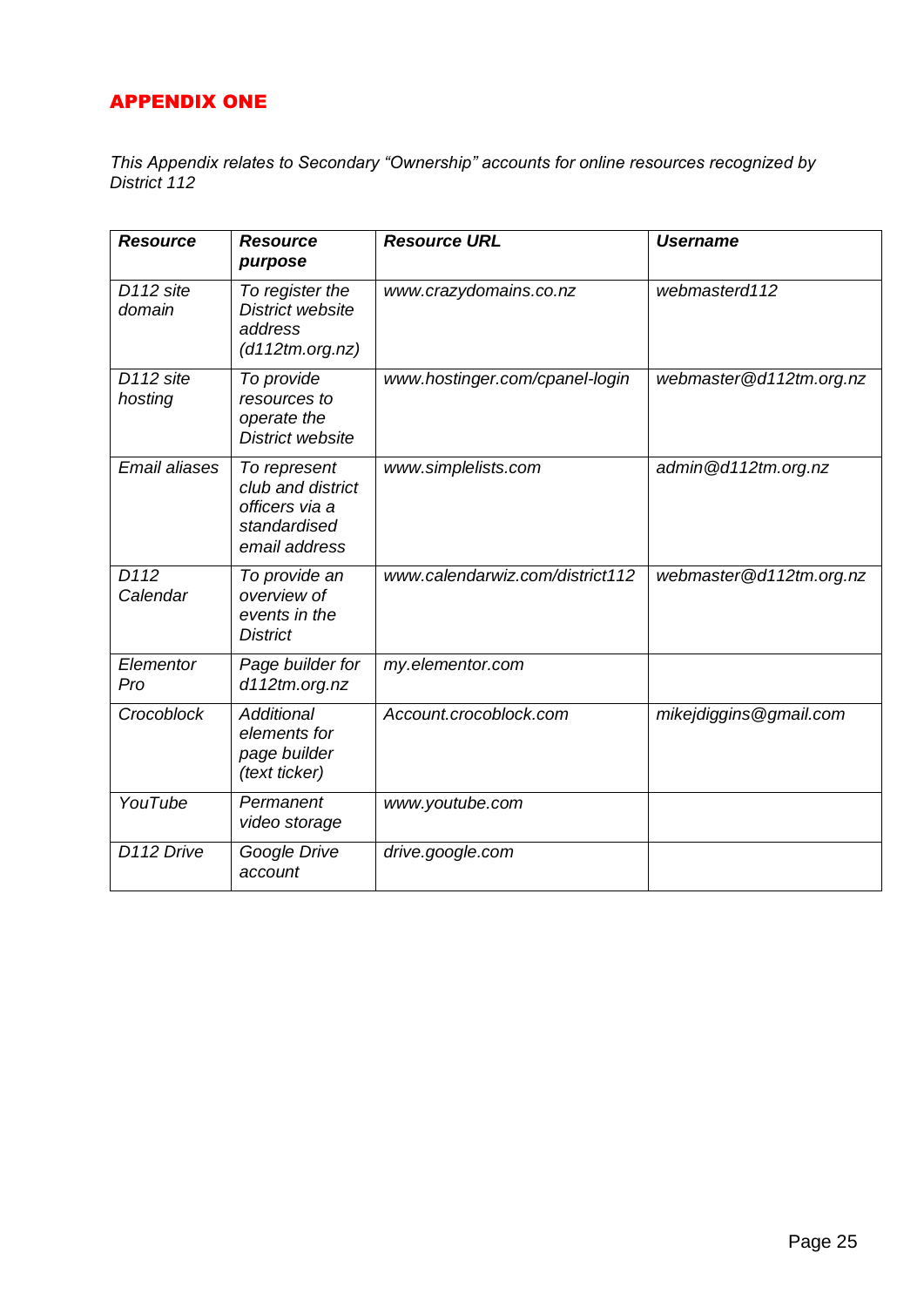## APPENDIX ONE

*This Appendix relates to Secondary "Ownership" accounts for online resources recognized by District 112*

| ***Resource*** | ***Resource purpose*** | ***Resource URL*** | ***Username*** |
|---|---|---|---|
| *D112 site domain* | *To register the District website address (d112tm.org.nz)* | *www.crazydomains.co.nz* | *webmasterd112* |
| *D112 site hosting* | *To provide resources to operate the District website* | *www.hostinger.com/cpanel-login* | *webmaster@d112tm.org.nz* |
| *Email aliases* | *To represent club and district officers via a standardised email address* | *www.simplelists.com* | *admin@d112tm.org.nz* |
| *D112 Calendar* | *To provide an overview of events in the District* | *www.calendarwiz.com/district112* | *webmaster@d112tm.org.nz* |
| *Elementor Pro* | *Page builder for d112tm.org.nz* | *my.elementor.com* | |
| *Crocoblock* | *Additional elements for page builder (text ticker)* | *Account.crocoblock.com* | *mikejdiggins@gmail.com* |
| *YouTube* | *Permanent video storage* | *www.youtube.com* | |
| *D112 Drive* | *Google Drive account* | *drive.google.com* | |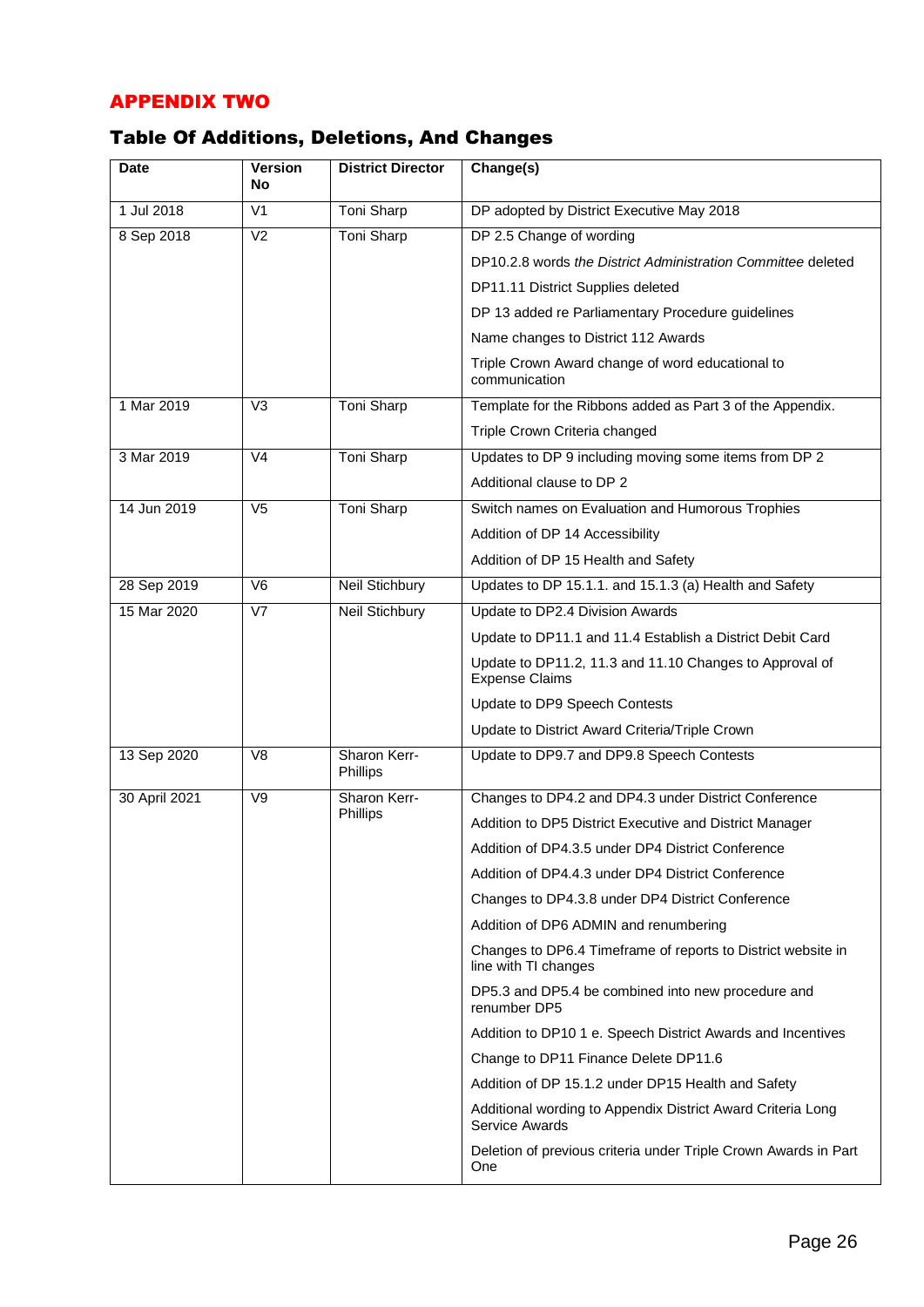## APPENDIX TWO

### Table Of Additions, Deletions, And Changes

| Date | Version No | District Director | Change(s) |
|---|---|---|---|
| 1 Jul 2018 | V1 | Toni Sharp | DP adopted by District Executive May 2018 |
| 8 Sep 2018 | V2 | Toni Sharp | DP 2.5 Change of wording |
| | | | DP10.2.8 words *the District Administration Committee* deleted |
| | | | DP11.11 District Supplies deleted |
| | | | DP 13 added re Parliamentary Procedure guidelines |
| | | | Name changes to District 112 Awards |
| | | | Triple Crown Award change of word educational to communication |
| 1 Mar 2019 | V3 | Toni Sharp | Template for the Ribbons added as Part 3 of the Appendix. |
| | | | Triple Crown Criteria changed |
| 3 Mar 2019 | V4 | Toni Sharp | Updates to DP 9 including moving some items from DP 2 |
| | | | Additional clause to DP 2 |
| 14 Jun 2019 | V5 | Toni Sharp | Switch names on Evaluation and Humorous Trophies |
| | | | Addition of DP 14 Accessibility |
| | | | Addition of DP 15 Health and Safety |
| 28 Sep 2019 | V6 | Neil Stichbury | Updates to DP 15.1.1. and 15.1.3 (a) Health and Safety |
| 15 Mar 2020 | V7 | Neil Stichbury | Update to DP2.4 Division Awards |
| | | | Update to DP11.1 and 11.4 Establish a District Debit Card |
| | | | Update to DP11.2, 11.3 and 11.10 Changes to Approval of Expense Claims |
| | | | Update to DP9 Speech Contests |
| | | | Update to District Award Criteria/Triple Crown |
| 13 Sep 2020 | V8 | Sharon Kerr-Phillips | Update to DP9.7 and DP9.8 Speech Contests |
| 30 April 2021 | V9 | Sharon Kerr-Phillips | Changes to DP4.2 and DP4.3 under District Conference |
| | | | Addition to DP5 District Executive and District Manager |
| | | | Addition of DP4.3.5 under DP4 District Conference |
| | | | Addition of DP4.4.3 under DP4 District Conference |
| | | | Changes to DP4.3.8 under DP4 District Conference |
| | | | Addition of DP6 ADMIN and renumbering |
| | | | Changes to DP6.4 Timeframe of reports to District website in line with TI changes |
| | | | DP5.3 and DP5.4 be combined into new procedure and renumber DP5 |
| | | | Addition to DP10 1 e. Speech District Awards and Incentives |
| | | | Change to DP11 Finance Delete DP11.6 |
| | | | Addition of DP 15.1.2 under DP15 Health and Safety |
| | | | Additional wording to Appendix District Award Criteria Long Service Awards |
| | | | Deletion of previous criteria under Triple Crown Awards in Part One |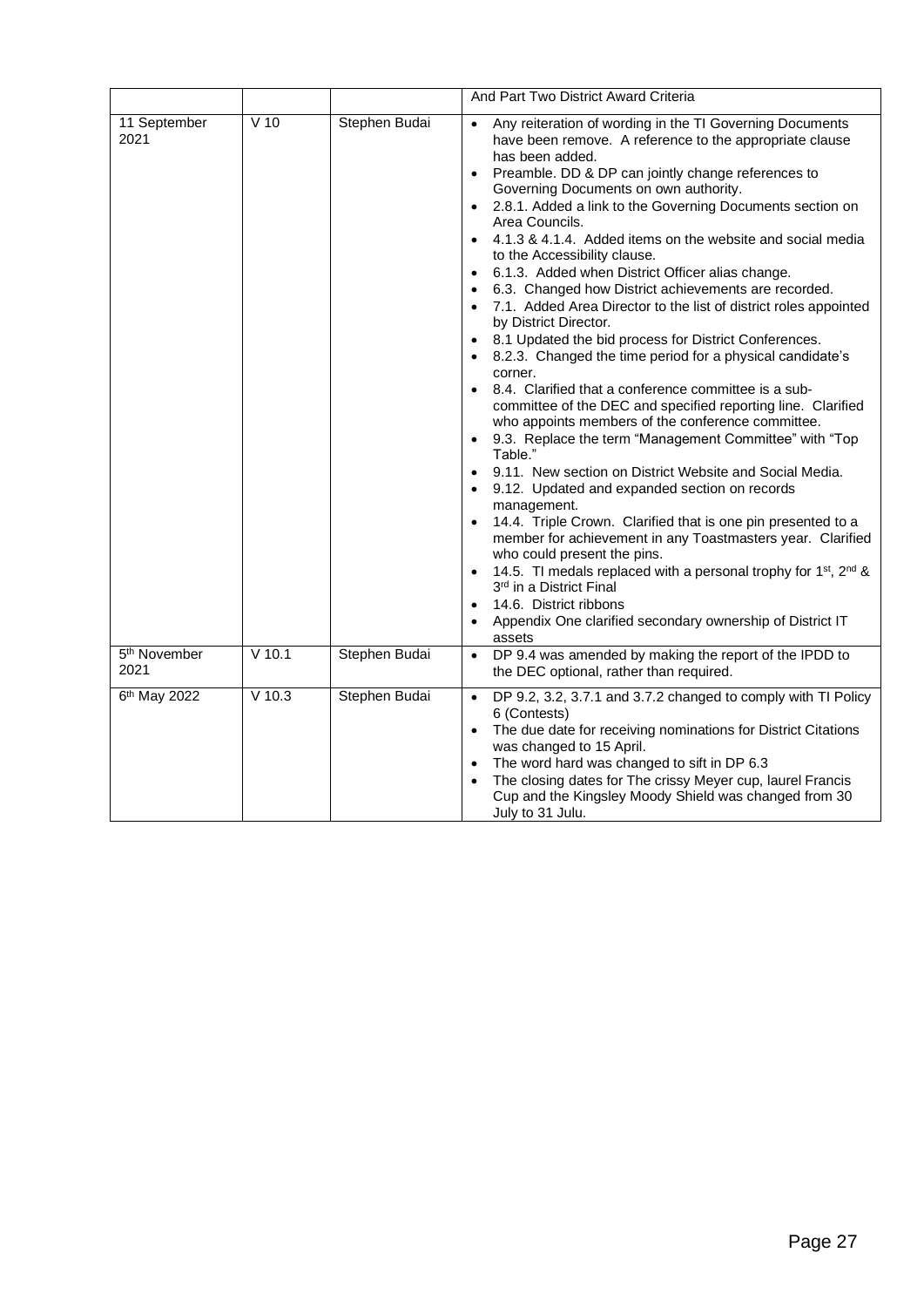| | | | |
|---|---|---|---|
| | | | And Part Two District Award Criteria |
| 11 September 2021 | V 10 | Stephen Budai | • Any reiteration of wording in the TI Governing Documents have been remove. A reference to the appropriate clause has been added.<br>• Preamble. DD & DP can jointly change references to Governing Documents on own authority.<br>• 2.8.1. Added a link to the Governing Documents section on Area Councils.<br>• 4.1.3 & 4.1.4. Added items on the website and social media to the Accessibility clause.<br>• 6.1.3. Added when District Officer alias change.<br>• 6.3. Changed how District achievements are recorded.<br>• 7.1. Added Area Director to the list of district roles appointed by District Director.<br>• 8.1 Updated the bid process for District Conferences.<br>• 8.2.3. Changed the time period for a physical candidate's corner.<br>• 8.4. Clarified that a conference committee is a sub-committee of the DEC and specified reporting line. Clarified who appoints members of the conference committee.<br>• 9.3. Replace the term "Management Committee" with "Top Table."<br>• 9.11. New section on District Website and Social Media.<br>• 9.12. Updated and expanded section on records management.<br>• 14.4. Triple Crown. Clarified that is one pin presented to a member for achievement in any Toastmasters year. Clarified who could present the pins.<br>• 14.5. TI medals replaced with a personal trophy for 1st, 2nd & 3rd in a District Final<br>• 14.6. District ribbons<br>• Appendix One clarified secondary ownership of District IT assets |
| 5th November 2021 | V 10.1 | Stephen Budai | • DP 9.4 was amended by making the report of the IPDD to the DEC optional, rather than required. |
| 6th May 2022 | V 10.3 | Stephen Budai | • DP 9.2, 3.2, 3.7.1 and 3.7.2 changed to comply with TI Policy 6 (Contests)<br>• The due date for receiving nominations for District Citations was changed to 15 April.<br>• The word hard was changed to sift in DP 6.3<br>• The closing dates for The crissy Meyer cup, laurel Francis Cup and the Kingsley Moody Shield was changed from 30 July to 31 Julu. |